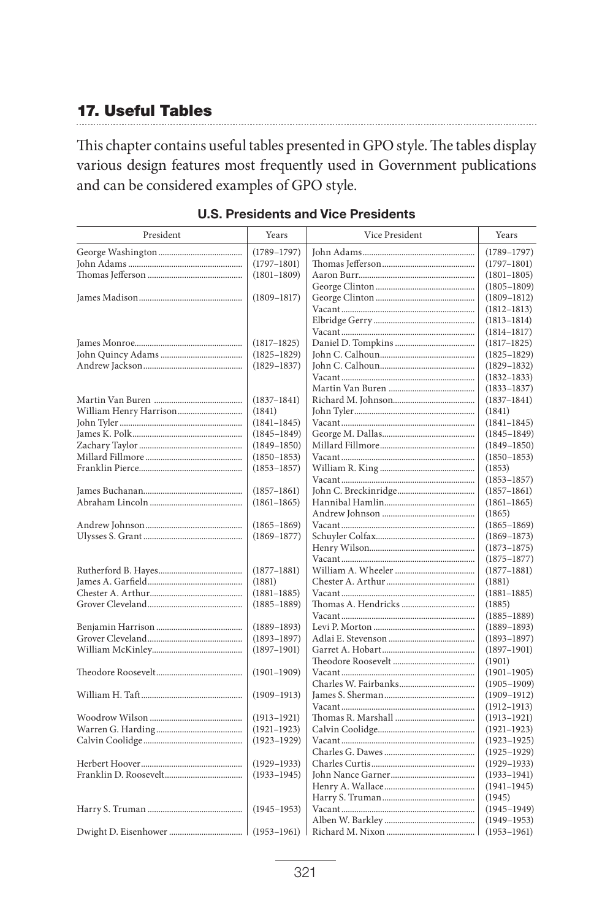## 17. Useful Tables

This chapter contains useful tables presented in GPO style. The tables display various design features most frequently used in Government publications and can be considered examples of GPO style.

### U.S. Presidents and Vice Presidents

| President | Years | Vice President | Years |
|---|---|---|---|
| George Washington | (1789–1797) | John Adams | (1789–1797) |
| John Adams | (1797–1801) | Thomas Jefferson | (1797–1801) |
| Thomas Jefferson | (1801–1809) | Aaron Burr | (1801–1805) |
| | | George Clinton | (1805–1809) |
| James Madison | (1809–1817) | George Clinton | (1809–1812) |
| | | Vacant | (1812–1813) |
| | | Elbridge Gerry | (1813–1814) |
| | | Vacant | (1814–1817) |
| James Monroe | (1817–1825) | Daniel D. Tompkins | (1817–1825) |
| John Quincy Adams | (1825–1829) | John C. Calhoun | (1825–1829) |
| Andrew Jackson | (1829–1837) | John C. Calhoun | (1829–1832) |
| | | Vacant | (1832–1833) |
| | | Martin Van Buren | (1833–1837) |
| Martin Van Buren | (1837–1841) | Richard M. Johnson | (1837–1841) |
| William Henry Harrison | (1841) | John Tyler | (1841) |
| John Tyler | (1841–1845) | Vacant | (1841–1845) |
| James K. Polk | (1845–1849) | George M. Dallas | (1845–1849) |
| Zachary Taylor | (1849–1850) | Millard Fillmore | (1849–1850) |
| Millard Fillmore | (1850–1853) | Vacant | (1850–1853) |
| Franklin Pierce | (1853–1857) | William R. King | (1853) |
| | | Vacant | (1853–1857) |
| James Buchanan | (1857–1861) | John C. Breckinridge | (1857–1861) |
| Abraham Lincoln | (1861–1865) | Hannibal Hamlin | (1861–1865) |
| | | Andrew Johnson | (1865) |
| Andrew Johnson | (1865–1869) | Vacant | (1865–1869) |
| Ulysses S. Grant | (1869–1877) | Schuyler Colfax | (1869–1873) |
| | | Henry Wilson | (1873–1875) |
| | | Vacant | (1875–1877) |
| Rutherford B. Hayes | (1877–1881) | William A. Wheeler | (1877–1881) |
| James A. Garfield | (1881) | Chester A. Arthur | (1881) |
| Chester A. Arthur | (1881–1885) | Vacant | (1881–1885) |
| Grover Cleveland | (1885–1889) | Thomas A. Hendricks | (1885) |
| | | Vacant | (1885–1889) |
| Benjamin Harrison | (1889–1893) | Levi P. Morton | (1889–1893) |
| Grover Cleveland | (1893–1897) | Adlai E. Stevenson | (1893–1897) |
| William McKinley | (1897–1901) | Garret A. Hobart | (1897–1901) |
| | | Theodore Roosevelt | (1901) |
| Theodore Roosevelt | (1901–1909) | Vacant | (1901–1905) |
| | | Charles W. Fairbanks | (1905–1909) |
| William H. Taft | (1909–1913) | James S. Sherman | (1909–1912) |
| | | Vacant | (1912–1913) |
| Woodrow Wilson | (1913–1921) | Thomas R. Marshall | (1913–1921) |
| Warren G. Harding | (1921–1923) | Calvin Coolidge | (1921–1923) |
| Calvin Coolidge | (1923–1929) | Vacant | (1923–1925) |
| | | Charles G. Dawes | (1925–1929) |
| Herbert Hoover | (1929–1933) | Charles Curtis | (1929–1933) |
| Franklin D. Roosevelt | (1933–1945) | John Nance Garner | (1933–1941) |
| | | Henry A. Wallace | (1941–1945) |
| | | Harry S. Truman | (1945) |
| Harry S. Truman | (1945–1953) | Vacant | (1945–1949) |
| | | Alben W. Barkley | (1949–1953) |
| Dwight D. Eisenhower | (1953–1961) | Richard M. Nixon | (1953–1961) |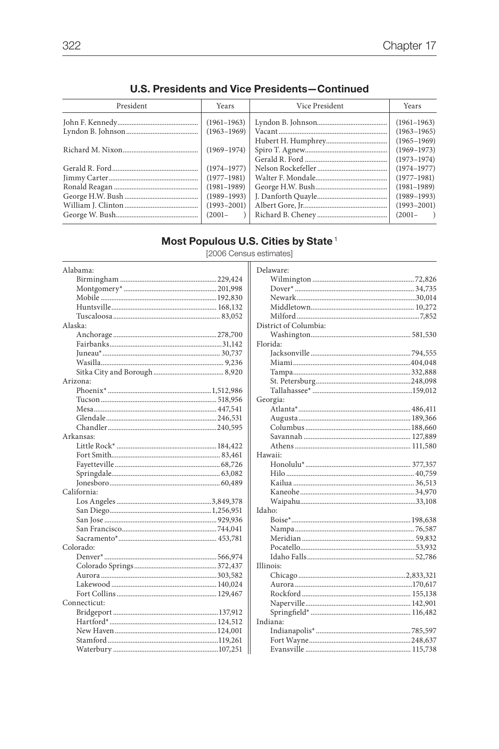## U.S. Presidents and Vice Presidents—Continued

| President | Years | Vice President | Years |
|---|---|---|---|
| John F. Kennedy | (1961–1963) | Lyndon B. Johnson | (1961–1963) |
| Lyndon B. Johnson | (1963–1969) | Vacant | (1963–1965) |
| | | Hubert H. Humphrey | (1965–1969) |
| Richard M. Nixon | (1969–1974) | Spiro T. Agnew | (1969–1973) |
| | | Gerald R. Ford | (1973–1974) |
| Gerald R. Ford | (1974–1977) | Nelson Rockefeller | (1974–1977) |
| Jimmy Carter | (1977–1981) | Walter F. Mondale | (1977–1981) |
| Ronald Reagan | (1981–1989) | George H.W. Bush | (1981–1989) |
| George H.W. Bush | (1989–1993) | J. Danforth Quayle | (1989–1993) |
| William J. Clinton | (1993–2001) | Albert Gore, Jr. | (1993–2001) |
| George W. Bush | (2001– ) | Richard B. Cheney | (2001– ) |

## Most Populous U.S. Cities by State [1]

[2006 Census estimates]

| State / City | Population |
|---|---|
| **Alabama:** | |
| Birmingham | 229,424 |
| Montgomery* | 201,998 |
| Mobile | 192,830 |
| Huntsville | 168,132 |
| Tuscaloosa | 83,052 |
| **Alaska:** | |
| Anchorage | 278,700 |
| Fairbanks | 31,142 |
| Juneau* | 30,737 |
| Wasilla | 9,236 |
| Sitka City and Borough | 8,920 |
| **Arizona:** | |
| Phoenix* | 1,512,986 |
| Tucson | 518,956 |
| Mesa | 447,541 |
| Glendale | 246,531 |
| Chandler | 240,595 |
| **Arkansas:** | |
| Little Rock* | 184,422 |
| Fort Smith | 83,461 |
| Fayetteville | 68,726 |
| Springdale | 63,082 |
| Jonesboro | 60,489 |
| **California:** | |
| Los Angeles | 3,849,378 |
| San Diego | 1,256,951 |
| San Jose | 929,936 |
| San Francisco | 744,041 |
| Sacramento* | 453,781 |
| **Colorado:** | |
| Denver* | 566,974 |
| Colorado Springs | 372,437 |
| Aurora | 303,582 |
| Lakewood | 140,024 |
| Fort Collins | 129,467 |
| **Connecticut:** | |
| Bridgeport | 137,912 |
| Hartford* | 124,512 |
| New Haven | 124,001 |
| Stamford | 119,261 |
| Waterbury | 107,251 |
| **Delaware:** | |
| Wilmington | 72,826 |
| Dover* | 34,735 |
| Newark | 30,014 |
| Middletown | 10,272 |
| Milford | 7,852 |
| **District of Columbia:** | |
| Washington | 581,530 |
| **Florida:** | |
| Jacksonville | 794,555 |
| Miami | 404,048 |
| Tampa | 332,888 |
| St. Petersburg | 248,098 |
| Tallahassee* | 159,012 |
| **Georgia:** | |
| Atlanta* | 486,411 |
| Augusta | 189,366 |
| Columbus | 188,660 |
| Savannah | 127,889 |
| Athens | 111,580 |
| **Hawaii:** | |
| Honolulu* | 377,357 |
| Hilo | 40,759 |
| Kailua | 36,513 |
| Kaneohe | 34,970 |
| Waipahu | 33,108 |
| **Idaho:** | |
| Boise* | 198,638 |
| Nampa | 76,587 |
| Meridian | 59,832 |
| Pocatello | 53,932 |
| Idaho Falls | 52,786 |
| **Illinois:** | |
| Chicago | 2,833,321 |
| Aurora | 170,617 |
| Rockford | 155,138 |
| Naperville | 142,901 |
| Springfield* | 116,482 |
| **Indiana:** | |
| Indianapolis* | 785,597 |
| Fort Wayne | 248,637 |
| Evansville | 115,738 |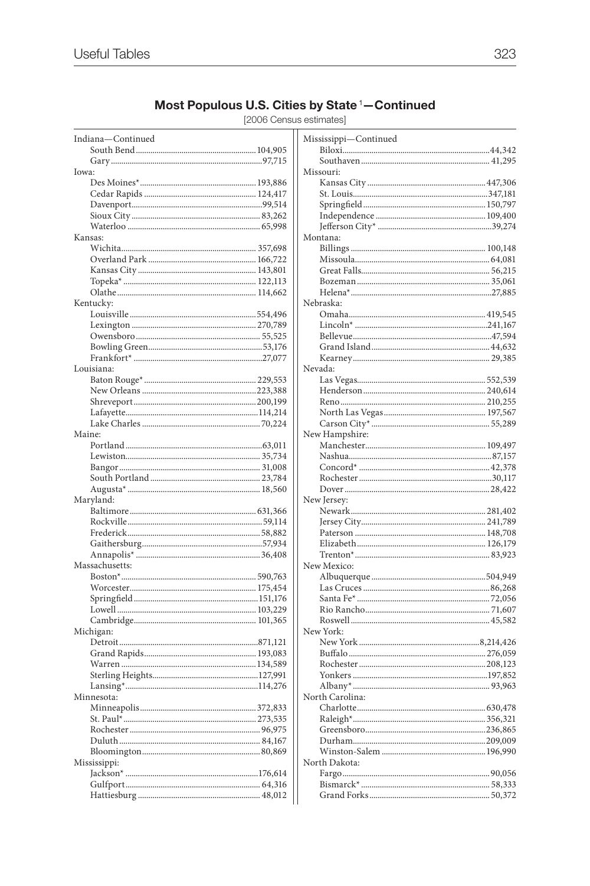## Most Populous U.S. Cities by State[1]—Continued

[2006 Census estimates]

| City | Population |
|---|---|
| **Indiana—Continued** | |
| South Bend | 104,905 |
| Gary | 97,715 |
| **Iowa:** | |
| Des Moines* | 193,886 |
| Cedar Rapids | 124,417 |
| Davenport | 99,514 |
| Sioux City | 83,262 |
| Waterloo | 65,998 |
| **Kansas:** | |
| Wichita | 357,698 |
| Overland Park | 166,722 |
| Kansas City | 143,801 |
| Topeka* | 122,113 |
| Olathe | 114,662 |
| **Kentucky:** | |
| Louisville | 554,496 |
| Lexington | 270,789 |
| Owensboro | 55,525 |
| Bowling Green | 53,176 |
| Frankfort* | 27,077 |
| **Louisiana:** | |
| Baton Rouge* | 229,553 |
| New Orleans | 223,388 |
| Shreveport | 200,199 |
| Lafayette | 114,214 |
| Lake Charles | 70,224 |
| **Maine:** | |
| Portland | 63,011 |
| Lewiston | 35,734 |
| Bangor | 31,008 |
| South Portland | 23,784 |
| Augusta* | 18,560 |
| **Maryland:** | |
| Baltimore | 631,366 |
| Rockville | 59,114 |
| Frederick | 58,882 |
| Gaithersburg | 57,934 |
| Annapolis* | 36,408 |
| **Massachusetts:** | |
| Boston* | 590,763 |
| Worcester | 175,454 |
| Springfield | 151,176 |
| Lowell | 103,229 |
| Cambridge | 101,365 |
| **Michigan:** | |
| Detroit | 871,121 |
| Grand Rapids | 193,083 |
| Warren | 134,589 |
| Sterling Heights | 127,991 |
| Lansing* | 114,276 |
| **Minnesota:** | |
| Minneapolis | 372,833 |
| St. Paul* | 273,535 |
| Rochester | 96,975 |
| Duluth | 84,167 |
| Bloomington | 80,869 |
| **Mississippi:** | |
| Jackson* | 176,614 |
| Gulfport | 64,316 |
| Hattiesburg | 48,012 |
| **Mississippi—Continued** | |
| Biloxi | 44,342 |
| Southaven | 41,295 |
| **Missouri:** | |
| Kansas City | 447,306 |
| St. Louis | 347,181 |
| Springfield | 150,797 |
| Independence | 109,400 |
| Jefferson City* | 39,274 |
| **Montana:** | |
| Billings | 100,148 |
| Missoula | 64,081 |
| Great Falls | 56,215 |
| Bozeman | 35,061 |
| Helena* | 27,885 |
| **Nebraska:** | |
| Omaha | 419,545 |
| Lincoln* | 241,167 |
| Bellevue | 47,594 |
| Grand Island | 44,632 |
| Kearney | 29,385 |
| **Nevada:** | |
| Las Vegas | 552,539 |
| Henderson | 240,614 |
| Reno | 210,255 |
| North Las Vegas | 197,567 |
| Carson City* | 55,289 |
| **New Hampshire:** | |
| Manchester | 109,497 |
| Nashua | 87,157 |
| Concord* | 42,378 |
| Rochester | 30,117 |
| Dover | 28,422 |
| **New Jersey:** | |
| Newark | 281,402 |
| Jersey City | 241,789 |
| Paterson | 148,708 |
| Elizabeth | 126,179 |
| Trenton* | 83,923 |
| **New Mexico:** | |
| Albuquerque | 504,949 |
| Las Cruces | 86,268 |
| Santa Fe* | 72,056 |
| Rio Rancho | 71,607 |
| Roswell | 45,582 |
| **New York:** | |
| New York | 8,214,426 |
| Buffalo | 276,059 |
| Rochester | 208,123 |
| Yonkers | 197,852 |
| Albany* | 93,963 |
| **North Carolina:** | |
| Charlotte | 630,478 |
| Raleigh* | 356,321 |
| Greensboro | 236,865 |
| Durham | 209,009 |
| Winston-Salem | 196,990 |
| **North Dakota:** | |
| Fargo | 90,056 |
| Bismarck* | 58,333 |
| Grand Forks | 50,372 |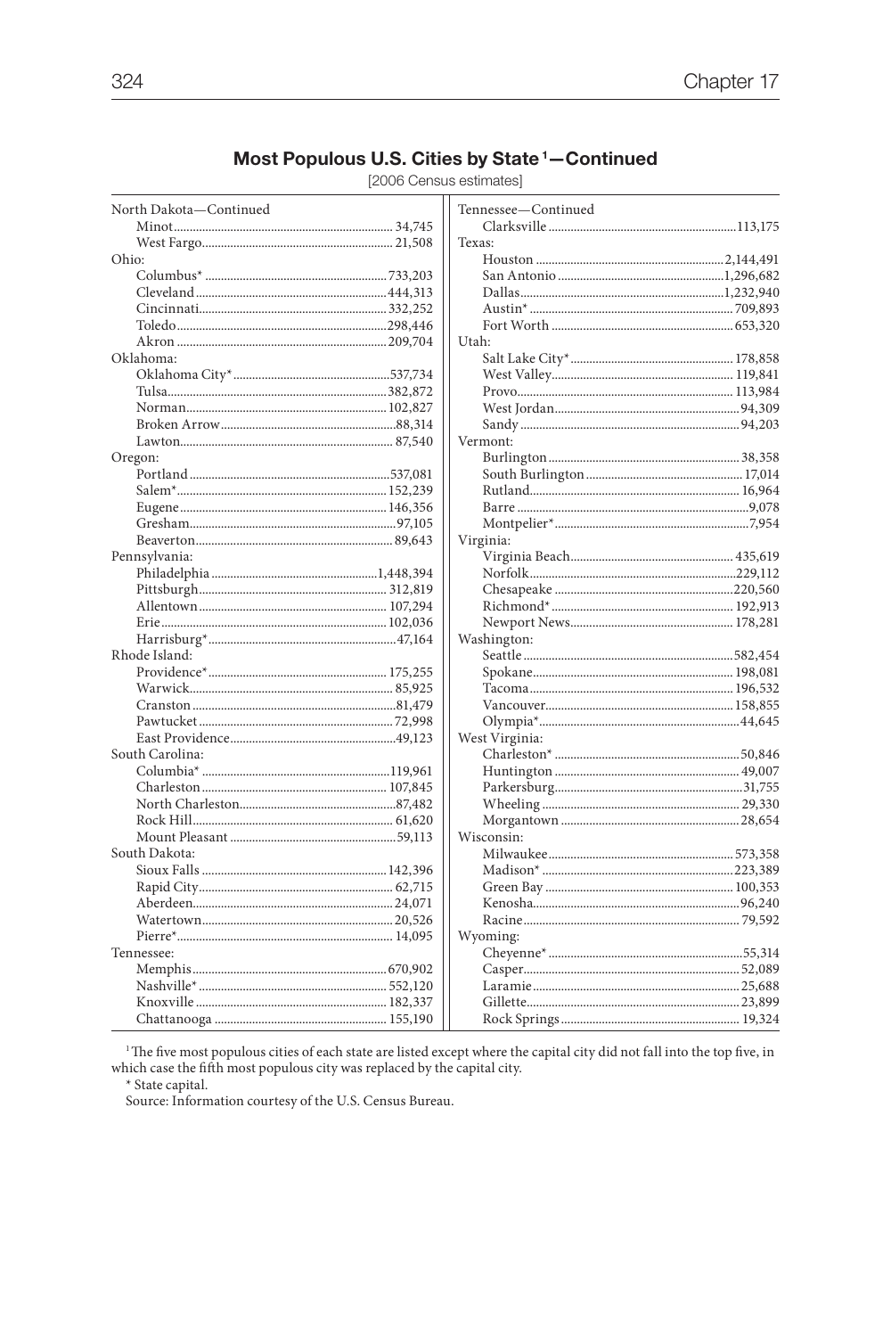## Most Populous U.S. Cities by State[1]—Continued

[2006 Census estimates]

| City | Population |
|---|---|
| **North Dakota—Continued** | |
| Minot | 34,745 |
| West Fargo | 21,508 |
| **Ohio:** | |
| Columbus* | 733,203 |
| Cleveland | 444,313 |
| Cincinnati | 332,252 |
| Toledo | 298,446 |
| Akron | 209,704 |
| **Oklahoma:** | |
| Oklahoma City* | 537,734 |
| Tulsa | 382,872 |
| Norman | 102,827 |
| Broken Arrow | 88,314 |
| Lawton | 87,540 |
| **Oregon:** | |
| Portland | 537,081 |
| Salem* | 152,239 |
| Eugene | 146,356 |
| Gresham | 97,105 |
| Beaverton | 89,643 |
| **Pennsylvania:** | |
| Philadelphia | 1,448,394 |
| Pittsburgh | 312,819 |
| Allentown | 107,294 |
| Erie | 102,036 |
| Harrisburg* | 47,164 |
| **Rhode Island:** | |
| Providence* | 175,255 |
| Warwick | 85,925 |
| Cranston | 81,479 |
| Pawtucket | 72,998 |
| East Providence | 49,123 |
| **South Carolina:** | |
| Columbia* | 119,961 |
| Charleston | 107,845 |
| North Charleston | 87,482 |
| Rock Hill | 61,620 |
| Mount Pleasant | 59,113 |
| **South Dakota:** | |
| Sioux Falls | 142,396 |
| Rapid City | 62,715 |
| Aberdeen | 24,071 |
| Watertown | 20,526 |
| Pierre* | 14,095 |
| **Tennessee:** | |
| Memphis | 670,902 |
| Nashville* | 552,120 |
| Knoxville | 182,337 |
| Chattanooga | 155,190 |
| **Tennessee—Continued** | |
| Clarksville | 113,175 |
| **Texas:** | |
| Houston | 2,144,491 |
| San Antonio | 1,296,682 |
| Dallas | 1,232,940 |
| Austin* | 709,893 |
| Fort Worth | 653,320 |
| **Utah:** | |
| Salt Lake City* | 178,858 |
| West Valley | 119,841 |
| Provo | 113,984 |
| West Jordan | 94,309 |
| Sandy | 94,203 |
| **Vermont:** | |
| Burlington | 38,358 |
| South Burlington | 17,014 |
| Rutland | 16,964 |
| Barre | 9,078 |
| Montpelier* | 7,954 |
| **Virginia:** | |
| Virginia Beach | 435,619 |
| Norfolk | 229,112 |
| Chesapeake | 220,560 |
| Richmond* | 192,913 |
| Newport News | 178,281 |
| **Washington:** | |
| Seattle | 582,454 |
| Spokane | 198,081 |
| Tacoma | 196,532 |
| Vancouver | 158,855 |
| Olympia* | 44,645 |
| **West Virginia:** | |
| Charleston* | 50,846 |
| Huntington | 49,007 |
| Parkersburg | 31,755 |
| Wheeling | 29,330 |
| Morgantown | 28,654 |
| **Wisconsin:** | |
| Milwaukee | 573,358 |
| Madison* | 223,389 |
| Green Bay | 100,353 |
| Kenosha | 96,240 |
| Racine | 79,592 |
| **Wyoming:** | |
| Cheyenne* | 55,314 |
| Casper | 52,089 |
| Laramie | 25,688 |
| Gillette | 23,899 |
| Rock Springs | 19,324 |

[1] The five most populous cities of each state are listed except where the capital city did not fall into the top five, in which case the fifth most populous city was replaced by the capital city.

* State capital.

Source: Information courtesy of the U.S. Census Bureau.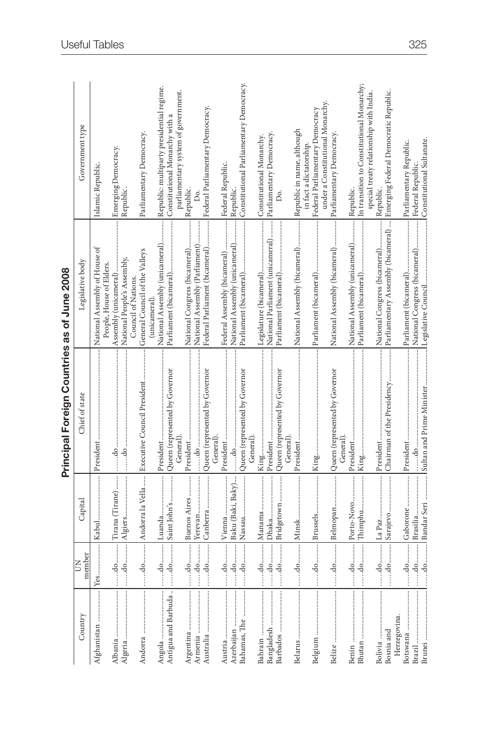## Principal Foreign Countries as of June 2008

| Country | UN member | Capital | Chief of state | Legislative body | Government type |
|---|---|---|---|---|---|
| Afghanistan | Yes | Kabul | President | National Assembly of House of People, House of Elders. | Islamic Republic. |
| Albania | ...do... | Tirana (Tirane) | ...do... | Assembly (unicameral) | Emerging Democracy. |
| Algeria | ...do... | Algiers | ...do... | National People's Assembly, Council of Nations. | Republic. |
| Andorra | ...do... | Andorra la Vella | Executive Council President | General Council of the Valleys (unicameral). | Parliamentary Democracy. |
| Angola | ...do... | Luanda | President | National Assembly (unicameral) | Republic; multiparty presidential regime. |
| Antigua and Barbuda | ...do... | Saint John's | Queen (represented by Governor General). | Parliament (bicameral) | Constitutional Monarchy with a parliamentary system of government. |
| Argentina | ...do... | Buenos Aires | President | National Congress (bicameral) | Republic. |
| Armenia | ...do... | Yerevan | ...do... | National Assembly (Parliament) | Do. |
| Australia | ...do... | Canberra | Queen (represented by Governor General). | Federal Parliament (bicameral) | Federal Parliamentary Democracy. |
| Austria | ...do... | Vienna | President | Federal Assembly (bicameral) | Federal Republic. |
| Azerbaijan | ...do... | Baku (Baki, Baky) | ...do... | National Assembly (unicameral) | Republic. |
| Bahamas, The | ...do... | Nassau | Queen (represented by Governor General). | Parliament (bicameral) | Constitutional Parliamentary Democracy. |
| Bahrain | ...do... | Manama | King | Legislature (bicameral) | Constitutional Monarchy. |
| Bangladesh | ...do... | Dhaka | President | National Parliament (unicameral) | Parliamentary Democracy. |
| Barbados | ...do... | Bridgetown | Queen (represented by Governor General). | Parliament (bicameral) | Do. |
| Belarus | ...do... | Minsk | President | National Assembly (bicameral) | Republic in name, although in fact a dictatorship. |
| Belgium | ...do... | Brussels | King | Parliament (bicameral) | Federal Parliamentary Democracy under a Constitutional Monarchy. |
| Belize | ...do... | Belmopan | Queen (represented by Governor General). | National Assembly (bicameral) | Parliamentary Democracy. |
| Benin | ...do... | Porto-Novo | President | National Assembly (unicameral) | Republic. |
| Bhutan | ...do... | Thimphu | King | Parliament (bicameral) | In transition to Constitutional Monarchy; special treaty relationship with India. |
| Bolivia | ...do... | La Paz | President | National Congress (bicameral) | Republic. |
| Bosnia and Herzegovina. | ...do... | Sarajevo | Chairman of the Presidency | Parliamentary Assembly (bicameral) | Emerging Federal Democratic Republic. |
| Botswana | ...do... | Gaborone | President | Parliament (bicameral) | Parliamentary Republic. |
| Brazil | ...do... | Brasilia | ...do... | National Congress (bicameral) | Federal Republic. |
| Brunei | ...do... | Bandar Seri | Sultan and Prime Minister | Legislative Council | Constitutional Sultanate. |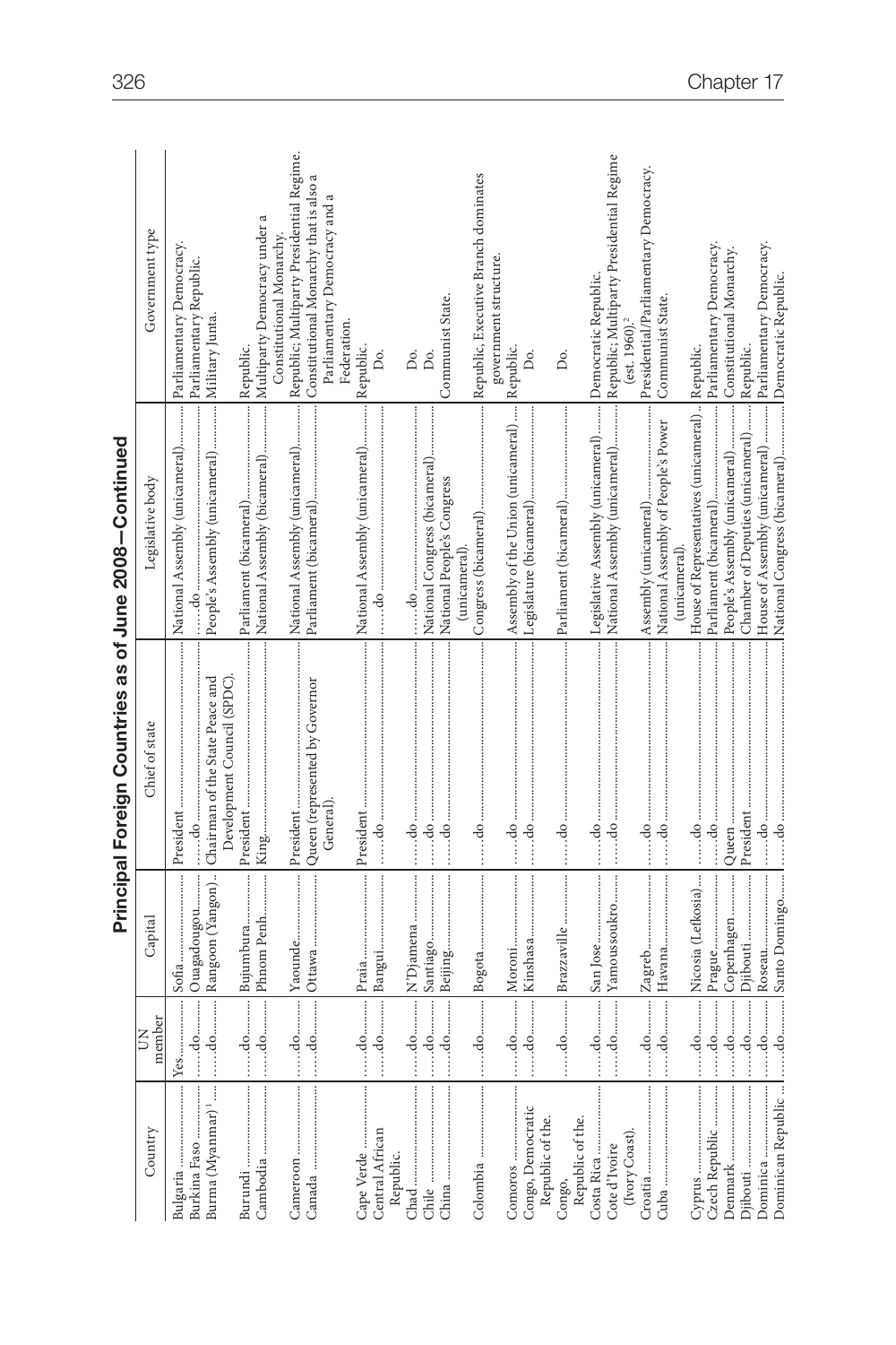# Principal Foreign Countries as of June 2008—Continued

| Country | UN member | Capital | Chief of state | Legislative body | Government type |
|---|---|---|---|---|---|
| Bulgaria | Yes | Sofia | President | National Assembly (unicameral) | Parliamentary Democracy. |
| Burkina Faso | ...do | Ouagadougou | ...do | ...do | Parliamentary Republic. |
| Burma (Myanmar)[1] | ...do | Rangoon (Yangon) | Chairman of the State Peace and Development Council (SPDC). | People's Assembly (unicameral) | Military Junta. |
| Burundi | ...do | Bujumbura | President | Parliament (bicameral) | Republic. |
| Cambodia | ...do | Phnom Penh | King | National Assembly (bicameral) | Multiparty Democracy under a Constitutional Monarchy. |
| Cameroon | ...do | Yaounde | President | National Assembly (unicameral) | Republic; Multiparty Presidential Regime. |
| Canada | ...do | Ottawa | Queen (represented by Governor General). | Parliament (bicameral) | Constitutional Monarchy that is also a Parliamentary Democracy and a Federation. |
| Cape Verde | ...do | Praia | President | National Assembly (unicameral) | Republic. |
| Central African Republic. | ...do | Bangui | ...do | ...do | Do. |
| Chad | ...do | N'Djamena | ...do | ...do | Do. |
| Chile | ...do | Santiago | ...do | National Congress (bicameral) | Do. |
| China | ...do | Beijing | ...do | National People's Congress (unicameral). | Communist State. |
| Colombia | ...do | Bogota | ...do | Congress (bicameral) | Republic, Executive Branch dominates government structure. |
| Comoros | ...do | Moroni | ...do | Assembly of the Union (unicameral) | Republic. |
| Congo, Democratic Republic of the. | ...do | Kinshasa | ...do | Legislature (bicameral) | Do. |
| Congo, Republic of the. | ...do | Brazzaville | ...do | Parliament (bicameral) | Do. |
| Costa Rica | ...do | San Jose | ...do | Legislative Assembly (unicameral) | Democratic Republic. |
| Cote d'Ivoire (Ivory Coast). | ...do | Yamoussoukro | ...do | National Assembly (unicameral) | Republic; Multiparty Presidential Regime (est. 1960).[2] |
| Croatia | ...do | Zagreb | ...do | Assembly (unicameral) | Presidential/Parliamentary Democracy. |
| Cuba | ...do | Havana | ...do | National Assembly of People's Power (unicameral). | Communist State. |
| Cyprus | ...do | Nicosia (Lefkosia) | ...do | House of Representatives (unicameral) | Republic. |
| Czech Republic | ...do | Prague | ...do | Parliament (bicameral) | Parliamentary Democracy. |
| Denmark | ...do | Copenhagen | Queen | People's Assembly (unicameral) | Constitutional Monarchy. |
| Djibouti | ...do | Djibouti | President | Chamber of Deputies (unicameral) | Republic. |
| Dominica | ...do | Roseau | ...do | House of Assembly (unicameral) | Parliamentary Democracy. |
| Dominican Republic | ...do | Santo Domingo | ...do | National Congress (bicameral) | Democratic Republic. |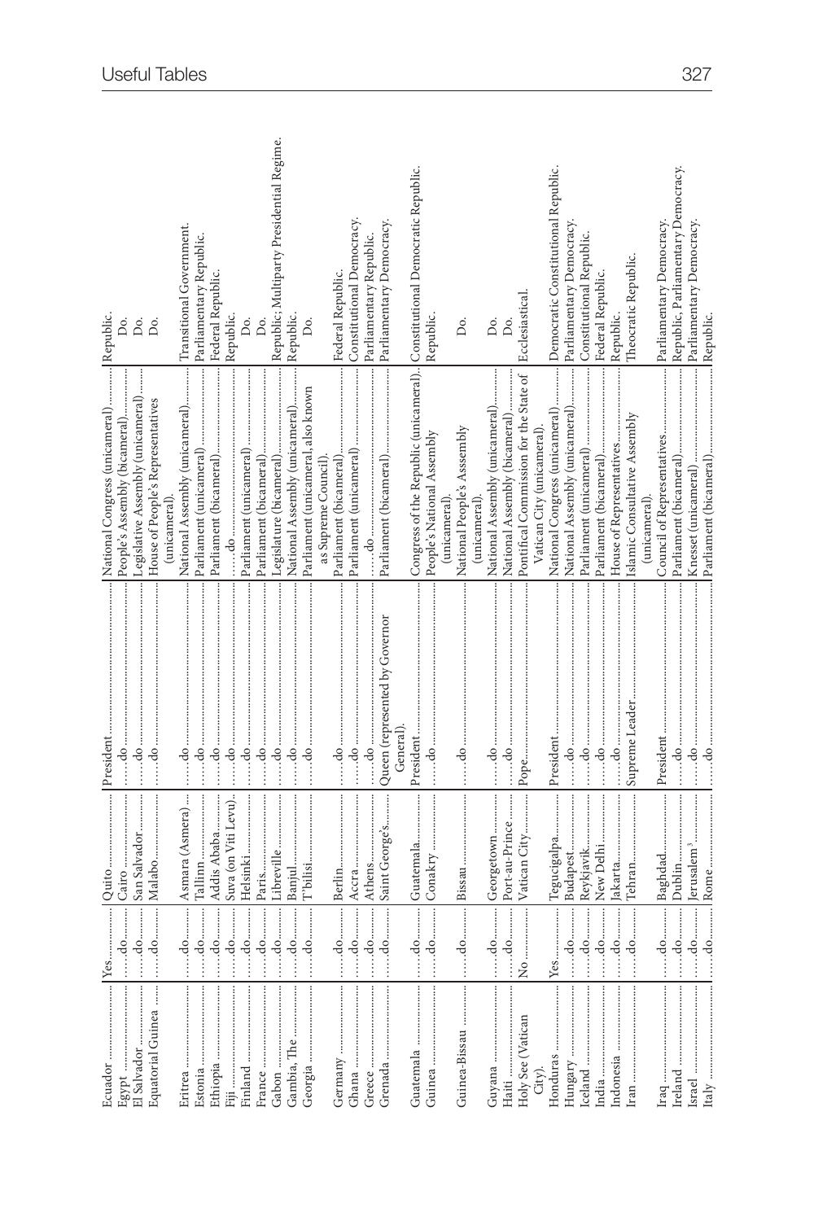| | | | | | |
|---|---|---|---|---|---|
| Ecuador | Yes | Quito | President | National Congress (unicameral) | Republic. |
| Egypt | do | Cairo | do | People's Assembly (bicameral) | Do. |
| El Salvador | do | San Salvador | do | Legislative Assembly (unicameral) | Do. |
| Equatorial Guinea | do | Malabo | do | House of People's Representatives (unicameral). | Do. |
| Eritrea | do | Asmara (Asmera) | do | National Assembly (unicameral) | Transitional Government. |
| Estonia | do | Tallinn | do | Parliament (unicameral) | Parliamentary Republic. |
| Ethiopia | do | Addis Ababa | do | Parliament (bicameral) | Federal Republic. |
| Fiji | do | Suva (on Viti Levu) | do | do | Republic. |
| Finland | do | Helsinki | do | Parliament (unicameral) | Do. |
| France | do | Paris | do | Parliament (bicameral) | Do. |
| Gabon | do | Libreville | do | Legislature (bicameral) | Republic; Multiparty Presidential Regime. |
| Gambia, The | do | Banjul | do | National Assembly (unicameral) | Republic. |
| Georgia | do | T'bilisi | do | Parliament (unicameral, also known as Supreme Council). | Do. |
| Germany | do | Berlin | do | Parliament (bicameral) | Federal Republic. |
| Ghana | do | Accra | do | Parliament (unicameral) | Constitutional Democracy. |
| Greece | do | Athens | do | do | Parliamentary Republic. |
| Grenada | do | Saint George's | Queen (represented by Governor General). | Parliament (bicameral) | Parliamentary Democracy. |
| Guatemala | do | Guatemala | President | Congress of the Republic (unicameral) | Constitutional Democratic Republic. |
| Guinea | do | Conakry | do | People's National Assembly (unicameral). | Republic. |
| Guinea-Bissau | do | Bissau | do | National People's Asssembly (unicameral). | Do. |
| Guyana | do | Georgetown | do | National Assembly (unicameral) | Do. |
| Haiti | do | Port-au-Prince | do | National Assembly (bicameral) | Do. |
| Holy See (Vatican City). | No | Vatican City | Pope | Pontifical Commission for the State of Vatican City (unicameral). | Ecclesiastical. |
| Honduras | Yes | Tegucigalpa | President | National Congress (unicameral) | Democratic Constitutional Republic. |
| Hungary | do | Budapest | do | National Assembly (unicameral) | Parliamentary Democracy. |
| Iceland | do | Reykjavik | do | Parliament (unicameral) | Constitutional Republic. |
| India | do | New Delhi | do | Parliament (bicameral) | Federal Republic. |
| Indonesia | do | Jakarta | do | House of Representatives | Republic. |
| Iran | do | Tehran | Supreme Leader | Islamic Consultative Assembly (unicameral). | Theocratic Republic. |
| Iraq | do | Baghdad | President | Council of Representatives | Parliamentary Democracy. |
| Ireland | do | Dublin | do | Parliament (bicameral) | Republic, Parliamentary Democracy. |
| Israel | do | Jerusalem[3] | do | Knesset (unicameral) | Parliamentary Democracy. |
| Italy | do | Rome | do | Parliament (bicameral) | Republic. |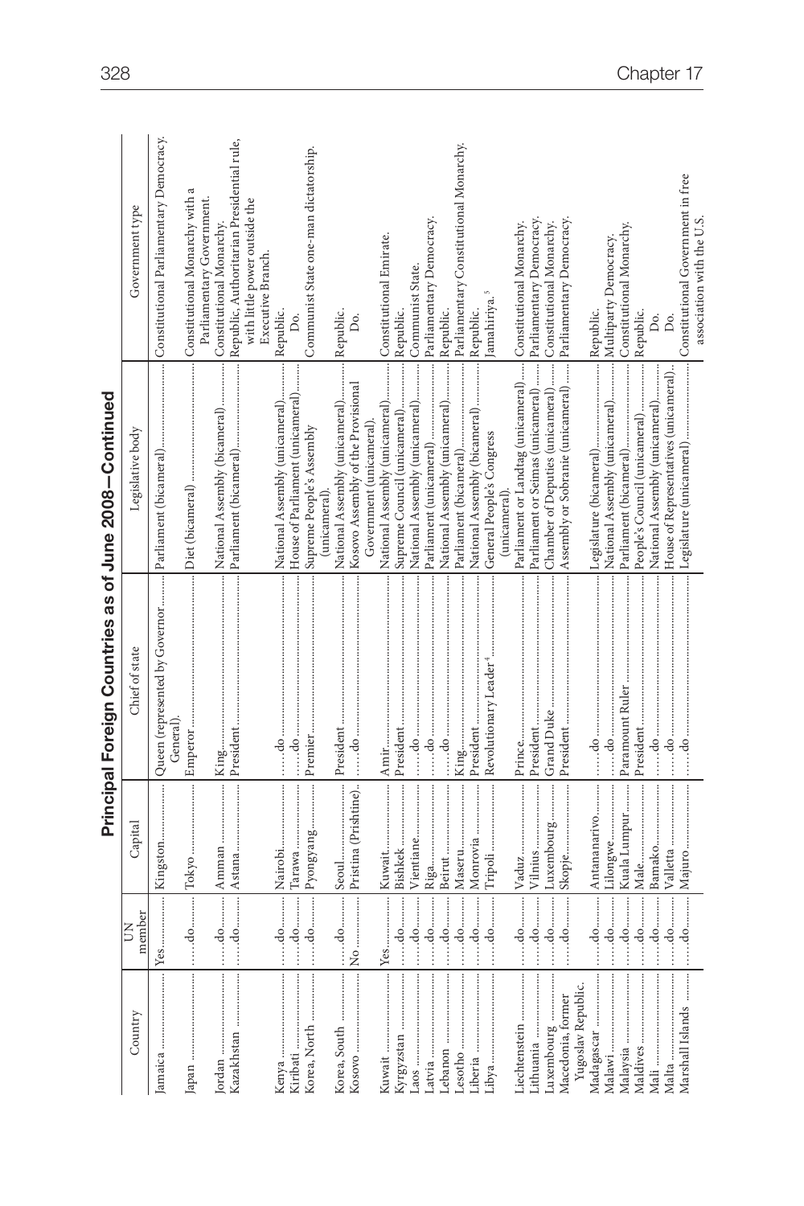# Principal Foreign Countries as of June 2008—Continued

| Country | UN member | Capital | Chief of state | Legislative body | Government type |
|---|---|---|---|---|---|
| Jamaica | Yes | Kingston | Queen (represented by Governor General). | Parliament (bicameral) | Constitutional Parliamentary Democracy. |
| Japan | do | Tokyo | Emperor | Diet (bicameral) | Constitutional Monarchy with a Parliamentary Government. |
| Jordan | do | Amman | King | National Assembly (bicameral) | Constitutional Monarchy. |
| Kazakhstan | do | Astana | President | Parliament (bicameral) | Republic, Authoritarian Presidential rule, with little power outside the Executive Branch. |
| Kenya | do | Nairobi | do | National Assembly (unicameral) | Republic. |
| Kiribati | do | Tarawa | do | House of Parliament (unicameral) | Do. |
| Korea, North | do | Pyongyang | Premier | Supreme People's Assembly (unicameral). | Communist State one-man dictatorship. |
| Korea, South | do | Seoul | President | National Assembly (unicameral) | Republic. |
| Kosovo | No | Pristina (Prishtine) | do | Kosovo Assembly of the Provisional Government (unicameral). | Do. |
| Kuwait | Yes | Kuwait | Amir | National Assembly (unicameral) | Constitutional Emirate. |
| Kyrgyzstan | do | Bishkek | President | Supreme Council (unicameral) | Republic. |
| Laos | do | Vientiane | do | National Assembly (unicameral) | Communist State. |
| Latvia | do | Riga | do | Parliament (unicameral) | Parliamentary Democracy. |
| Lebanon | do | Beirut | do | National Assembly (unicameral) | Republic. |
| Lesotho | do | Maseru | King | Parliament (bicameral) | Parliamentary Constitutional Monarchy. |
| Liberia | do | Monrovia | President | National Assembly (bicameral) | Republic. |
| Libya | do | Tripoli | Revolutionary Leader [4] | General People's Congress (unicameral). | Jamahiriya.[5] |
| Liechtenstein | do | Vaduz | Prince | Parliament or Landtag (unicameral) | Constitutional Monarchy. |
| Lithuania | do | Vilnius | President | Parliament or Seimas (unicameral) | Parliamentary Democracy. |
| Luxembourg | do | Luxembourg | Grand Duke | Chamber of Deputies (unicameral) | Constitutional Monarchy. |
| Macedonia, former Yugoslav Republic. | do | Skopje | President | Assembly or Sobranie (unicameral) | Parliamentary Democracy. |
| Madagascar | do | Antananarivo | do | Legislature (bicameral) | Republic. |
| Malawi | do | Lilongwe | do | National Assembly (unicameral) | Multiparty Democracy. |
| Malaysia | do | Kuala Lumpur | Paramount Ruler | Parliament (bicameral) | Constitutional Monarchy. |
| Maldives | do | Male | President | People's Council (unicameral) | Republic. |
| Mali | do | Bamako | do | National Assembly (unicameral) | Do. |
| Malta | do | Valletta | do | House of Representatives (unicameral) | Do. |
| Marshall Islands | do | Majuro | do | Legislature (unicameral) | Constitutional Government in free association with the U.S. |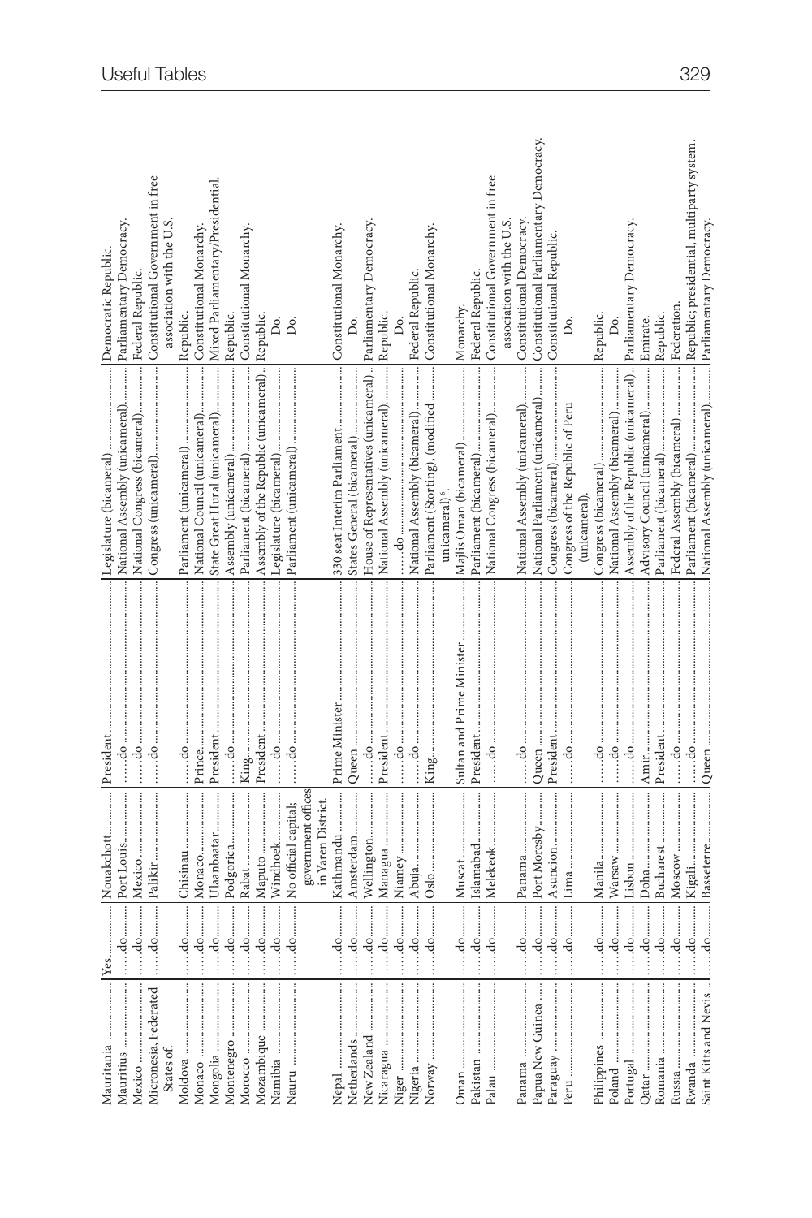| | | | | | |
|---|---|---|---|---|---|
| Mauritania | Yes | Nouakchott | President | Legislature (bicameral) | Democratic Republic. |
| Mauritius | do | Port Louis | do | National Assembly (unicameral) | Parliamentary Democracy. |
| Mexico | do | Mexico | do | National Congress (bicameral) | Federal Republic. |
| Micronesia, Federated States of. | do | Palikir | do | Congress (unicameral) | Constitutional Government in free association with the U.S. |
| Moldova | do | Chisinau | do | Parliament (unicameral) | Republic. |
| Monaco | do | Monaco | Prince | National Council (unicameral) | Constitutional Monarchy. |
| Mongolia | do | Ulaanbaatar | President | State Great Hural (unicameral) | Mixed Parliamentary/Presidential. |
| Montenegro | do | Podgorica | do | Assembly (unicameral) | Republic. |
| Morocco | do | Rabat | King | Parliament (bicameral) | Constitutional Monarchy. |
| Mozambique | do | Maputo | President | Assembly of the Republic (unicameral) | Republic. |
| Namibia | do | Windhoek | do | Legislature (bicameral) | Do. |
| Nauru | do | No official capital; government offices in Yaren District. | do | Parliament (unicameral) | Do. |
| Nepal | do | Kathmandu | Prime Minister | 330 seat Interim Parliament | Constitutional Monarchy. |
| Netherlands | do | Amsterdam | Queen | States General (bicameral) | Do. |
| New Zealand | do | Wellington | do | House of Representatives (unicameral) | Parliamentary Democracy. |
| Nicaragua | do | Managua | President | National Assembly (unicameral) | Republic. |
| Niger | do | Niamey | do | do | Do. |
| Nigeria | do | Abuja | do | National Assembly (bicameral) | Federal Republic. |
| Norway | do | Oslo | King | Parliament (Storting), (modified unicameral)[6]. | Constitutional Monarchy. |
| Oman | do | Muscat | Sultan and Prime Minister | Majlis Oman (bicameral) | Monarchy. |
| Pakistan | do | Islamabad | President | Parliament (bicameral) | Federal Republic. |
| Palau | do | Melekeok | do | National Congress (bicameral) | Constitutional Government in free association with the U.S. |
| Panama | do | Panama | do | National Assembly (unicameral) | Constitutional Democracy. |
| Papua New Guinea | do | Port Moresby | Queen | National Parliament (unicameral) | Constitutional Parliamentary Democracy. |
| Paraguay | do | Asuncion | President | Congress (bicameral) | Constitutional Republic. |
| Peru | do | Lima | do | Congress of the Republic of Peru (unicameral). | Do. |
| Philippines | do | Manila | do | Congress (bicameral) | Republic. |
| Poland | do | Warsaw | do | National Assembly (bicameral) | Do. |
| Portugal | do | Lisbon | do | Assembly of the Republic (unicameral) | Parliamentary Democracy. |
| Qatar | do | Doha | Amir | Advisory Council (unicameral) | Emirate. |
| Romania | do | Bucharest | President | Parliament (bicameral) | Republic. |
| Russia | do | Moscow | do | Federal Assembly (bicameral) | Federation. |
| Rwanda | do | Kigali | do | Parliament (bicameral) | Republic; presidential, multiparty system. |
| Saint Kitts and Nevis | do | Basseterre | Queen | National Assembly (unicameral) | Parliamentary Democracy. |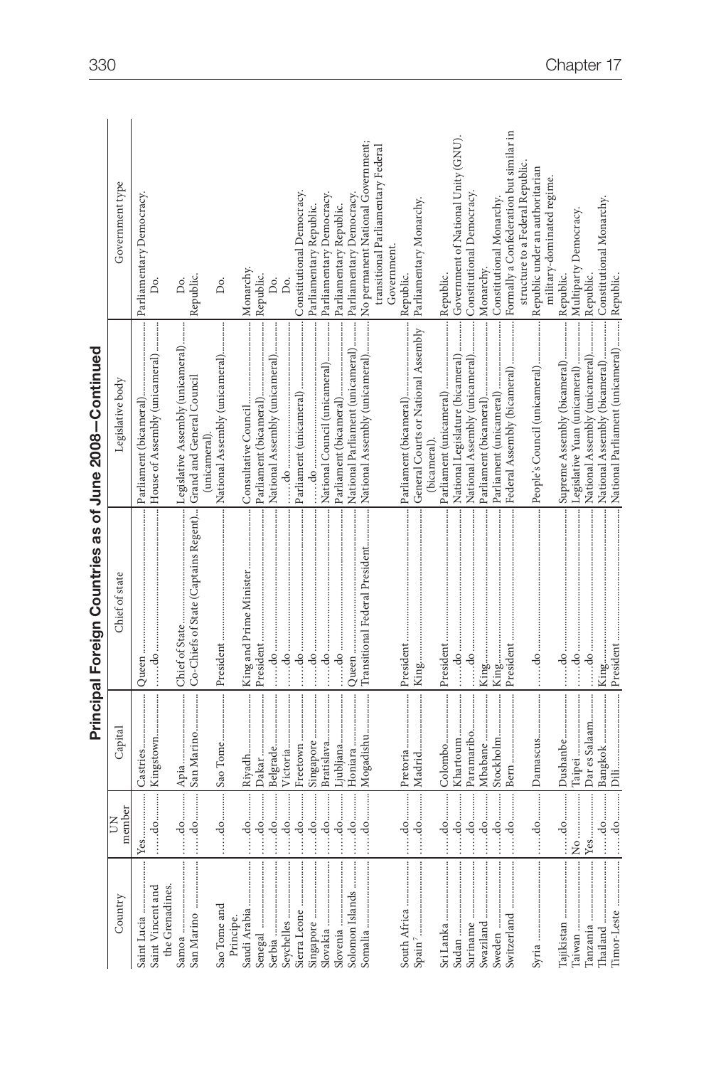## Principal Foreign Countries as of June 2008—Continued

| Country | UN member | Capital | Chief of state | Legislative body | Government type |
|---|---|---|---|---|---|
| Saint Lucia | Yes | Castries | Queen | Parliament (bicameral) | Parliamentary Democracy. |
| Saint Vincent and the Grenadines. | ...do... | Kingstown | ...do... | House of Assembly (unicameral) | Do. |
| Samoa | ...do... | Apia | Chief of State | Legislative Assembly (unicameral) | Do. |
| San Marino | ...do... | San Marino | Co-Chiefs of State (Captains Regent) | Grand and General Council (unicameral). | Republic. |
| Sao Tome and Principe. | ...do... | Sao Tome | President | National Assembly (unicameral) | Do. |
| Saudi Arabia | ...do... | Riyadh | King and Prime Minister | Consultative Council | Monarchy. |
| Senegal | ...do... | Dakar | President | Parliament (bicameral) | Republic. |
| Serbia | ...do... | Belgrade | ...do... | National Assembly (unicameral) | Do. |
| Seychelles | ...do... | Victoria | ...do... | ...do... | Do. |
| Sierra Leone | ...do... | Freetown | ...do... | Parliament (unicameral) | Constitutional Democracy. |
| Singapore | ...do... | Singapore | ...do... | ...do... | Parliamentary Republic. |
| Slovakia | ...do... | Bratislava | ...do... | National Council (unicameral) | Parliamentary Democracy. |
| Slovenia | ...do... | Ljubljana | ...do... | Parliament (bicameral) | Parliamentary Republic. |
| Solomon Islands | ...do... | Honiara | Queen | National Parliament (unicameral) | Parliamentary Democracy. |
| Somalia | ...do... | Mogadishu | Transitional Federal President | National Assembly (unicameral) | No permanent National Government; transitional Parliamentary Federal Government. |
| South Africa | ...do... | Pretoria | President | Parliament (bicameral) | Republic. |
| Spain[7] | ...do... | Madrid | King | General Courts or National Assembly (bicameral). | Parliamentary Monarchy. |
| Sri Lanka | ...do... | Colombo | President | Parliament (unicameral) | Republic. |
| Sudan | ...do... | Khartoum | ...do... | National Legislature (bicameral) | Government of National Unity (GNU). |
| Suriname | ...do... | Paramaribo | ...do... | National Assembly (unicameral) | Constitutional Democracy. |
| Swaziland | ...do... | Mbabane | King | Parliament (bicameral) | Monarchy. |
| Sweden | ...do... | Stockholm | King | Parliament (unicameral) | Constitutional Monarchy. |
| Switzerland | ...do... | Bern | President | Federal Assembly (bicameral) | Formally a Confederation but similar in structure to a Federal Republic. |
| Syria | ...do... | Damascus | ...do... | People's Council (unicameral) | Republic under an authoritarian military-dominated regime. |
| Tajikistan | ...do... | Dushanbe | ...do... | Supreme Assembly (bicameral) | Republic. |
| Taiwan | No | Taipei | ...do... | Legislative Yuan (unicameral) | Multiparty Democracy. |
| Tanzania | Yes | Dar es Salaam | ...do... | National Assembly (unicameral) | Republic. |
| Thailand | ...do... | Bangkok | King | National Assembly (bicameral) | Constitutional Monarchy. |
| Timor-Leste | ...do... | Dili | President | National Parliament (unicameral) | Republic. |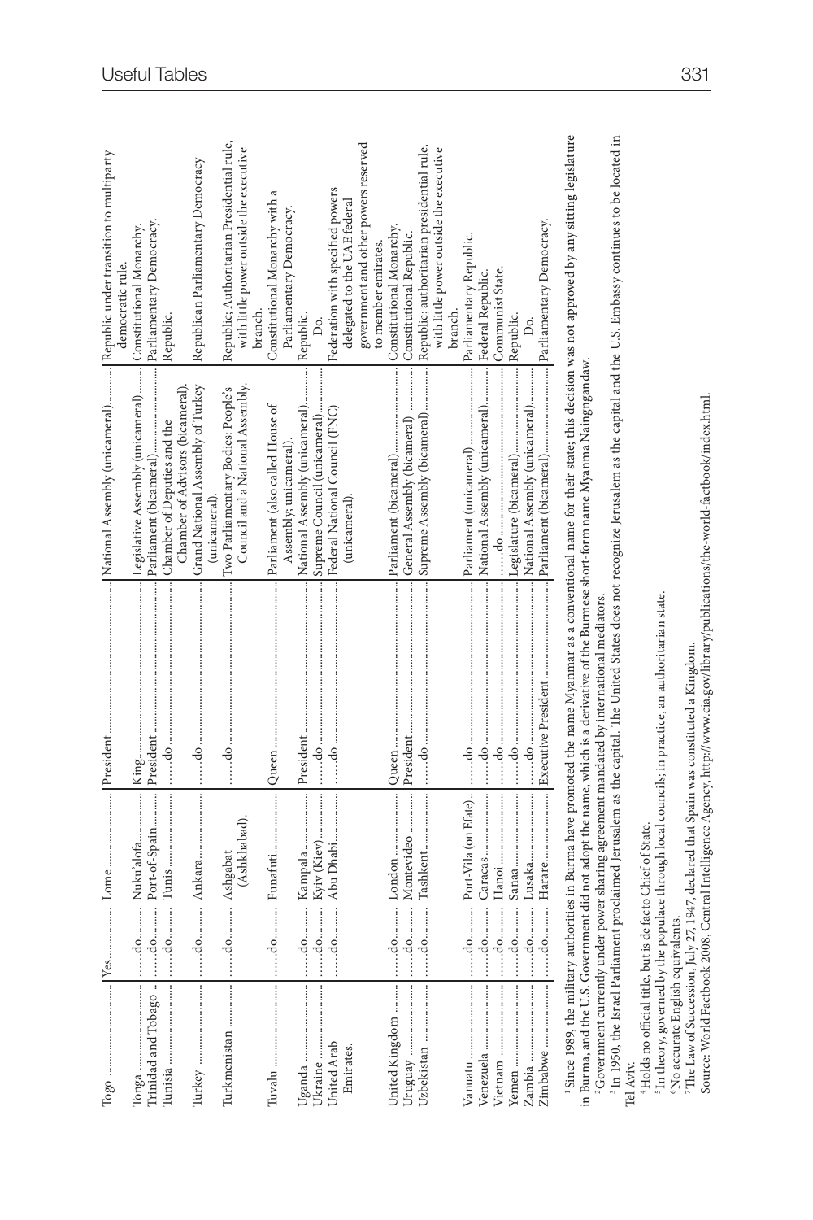| | | | | | |
|---|---|---|---|---|---|
| Togo | Yes | Lome | President | National Assembly (unicameral) | Republic under transition to multiparty democratic rule. |
| Tonga | do | Nuku'alofa | King | Legislative Assembly (unicameral) | Constitutional Monarchy. |
| Trinidad and Tobago | do | Port-of-Spain | President | Parliament (bicameral) | Parliamentary Democracy. |
| Tunisia | do | Tunis | do | Chamber of Deputies and the Chamber of Advisors (bicameral). | Republic. |
| Turkey | do | Ankara | do | Grand National Assembly of Turkey (unicameral). | Republican Parliamentary Democracy |
| Turkmenistan | do | Ashgabat (Ashkhabad). | do | Two Parliamentary Bodies: People's Council and a National Assembly. | Republic; Authoritarian Presidential rule, with little power outside the executive branch. |
| Tuvalu | do | Funafuti | Queen | Parliament (also called House of Assembly; unicameral). | Constitutional Monarchy with a Parliamentary Democracy. |
| Uganda | do | Kampala | President | National Assembly (unicameral) | Republic. |
| Ukraine | do | Kyiv (Kiev) | do | Supreme Council (unicameral) | Do. |
| United Arab Emirates. | do | Abu Dhabi | do | Federal National Council (FNC) (unicameral). | Federation with specified powers delegated to the UAE federal government and other powers reserved to member emirates. |
| United Kingdom | do | London | Queen | Parliament (bicameral) | Constitutional Monarchy. |
| Uruguay | do | Montevideo | President | General Assembly (bicameral) | Constitutional Republic. |
| Uzbekistan | do | Tashkent | do | Supreme Assembly (bicameral) | Republic; authoritarian presidential rule, with little power outside the executive branch. |
| Vanuatu | do | Port-Vila (on Efate) | do | Parliament (unicameral) | Parliamentary Republic. |
| Venezuela | do | Caracas | do | National Assembly (unicameral) | Federal Republic. |
| Vietnam | do | Hanoi | do | do | Communist State. |
| Yemen | do | Sanaa | do | Legislature (bicameral) | Republic. |
| Zambia | do | Lusaka | do | National Assembly (unicameral) | Do. |
| Zimbabwe | do | Harare | Executive President | Parliament (bicameral) | Parliamentary Democracy. |

[1] Since 1989, the military authorities in Burma have promoted the name Myanmar as a conventional name for their state; this decision was not approved by any sitting legislature in Burma, and the U.S. Government did not adopt the name, which is a derivative of the Burmese short-form name Myanma Naingngandaw.

[2] Government currently under power sharing agreement mandated by international mediators.

[3] In 1950, the Israel Parliament proclaimed Jerusalem as the capital. The United States does not recognize Jerusalem as the capital and the U.S. Embassy continues to be located in Tel Aviv.

[4] Holds no official title, but is de facto Chief of State.

[5] In theory, governed by the populace through local councils; in practice, an authoritarian state.

[6] No accurate English equivalents.

[7] The Law of Succession, July 27, 1947, declared that Spain was constituted a Kingdom.

Source: World Factbook 2008, Central Intelligence Agency, http://www.cia.gov/library/publications/the-world-factbook/index.html.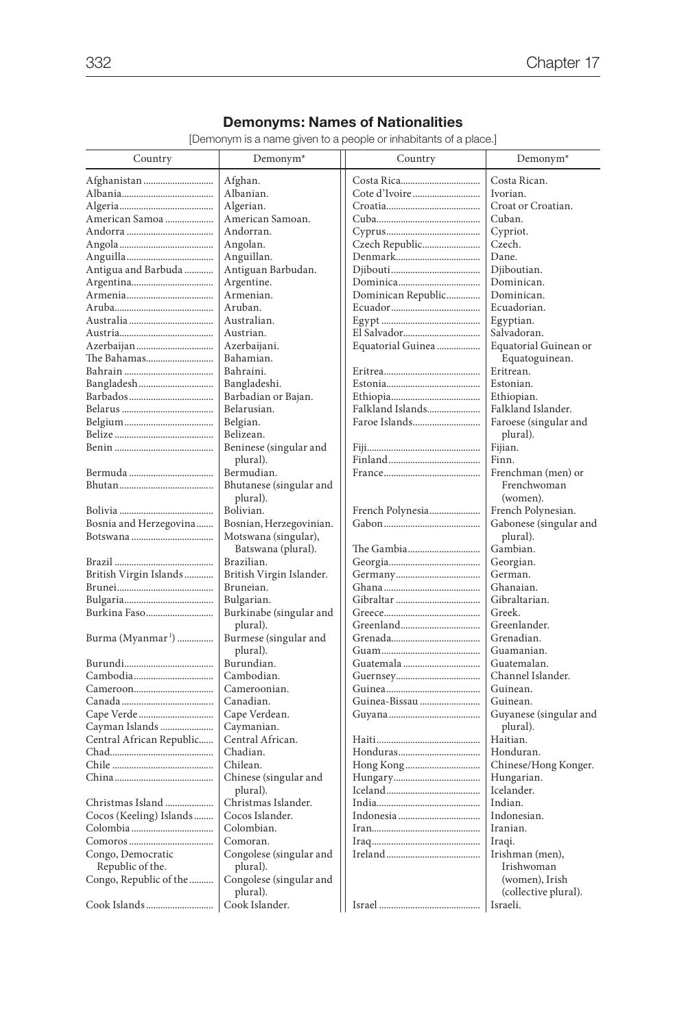## Demonyms: Names of Nationalities

[Demonym is a name given to a people or inhabitants of a place.]

| Country | Demonym* |
|---|---|
| Afghanistan | Afghan. |
| Albania | Albanian. |
| Algeria | Algerian. |
| American Samoa | American Samoan. |
| Andorra | Andorran. |
| Angola | Angolan. |
| Anguilla | Anguillan. |
| Antigua and Barbuda | Antiguan Barbudan. |
| Argentina | Argentine. |
| Armenia | Armenian. |
| Aruba | Aruban. |
| Australia | Australian. |
| Austria | Austrian. |
| Azerbaijan | Azerbaijani. |
| The Bahamas | Bahamian. |
| Bahrain | Bahraini. |
| Bangladesh | Bangladeshi. |
| Barbados | Barbadian or Bajan. |
| Belarus | Belarusian. |
| Belgium | Belgian. |
| Belize | Belizean. |
| Benin | Beninese (singular and plural). |
| Bermuda | Bermudian. |
| Bhutan | Bhutanese (singular and plural). |
| Bolivia | Bolivian. |
| Bosnia and Herzegovina | Bosnian, Herzegovinian. |
| Botswana | Motswana (singular), Batswana (plural). |
| Brazil | Brazilian. |
| British Virgin Islands | British Virgin Islander. |
| Brunei | Bruneian. |
| Bulgaria | Bulgarian. |
| Burkina Faso | Burkinabe (singular and plural). |
| Burma (Myanmar[1]) | Burmese (singular and plural). |
| Burundi | Burundian. |
| Cambodia | Cambodian. |
| Cameroon | Cameroonian. |
| Canada | Canadian. |
| Cape Verde | Cape Verdean. |
| Cayman Islands | Caymanian. |
| Central African Republic | Central African. |
| Chad | Chadian. |
| Chile | Chilean. |
| China | Chinese (singular and plural). |
| Christmas Island | Christmas Islander. |
| Cocos (Keeling) Islands | Cocos Islander. |
| Colombia | Colombian. |
| Comoros | Comoran. |
| Congo, Democratic Republic of the. | Congolese (singular and plural). |
| Congo, Republic of the | Congolese (singular and plural). |
| Cook Islands | Cook Islander. |
| Costa Rica | Costa Rican. |
| Cote d'Ivoire | Ivorian. |
| Croatia | Croat or Croatian. |
| Cuba | Cuban. |
| Cyprus | Cypriot. |
| Czech Republic | Czech. |
| Denmark | Dane. |
| Djibouti | Djiboutian. |
| Dominica | Dominican. |
| Dominican Republic | Dominican. |
| Ecuador | Ecuadorian. |
| Egypt | Egyptian. |
| El Salvador | Salvadoran. |
| Equatorial Guinea | Equatorial Guinean or Equatoguinean. |
| Eritrea | Eritrean. |
| Estonia | Estonian. |
| Ethiopia | Ethiopian. |
| Falkland Islands | Falkland Islander. |
| Faroe Islands | Faroese (singular and plural). |
| Fiji | Fijian. |
| Finland | Finn. |
| France | Frenchman (men) or Frenchwoman (women). |
| French Polynesia | French Polynesian. |
| Gabon | Gabonese (singular and plural). |
| The Gambia | Gambian. |
| Georgia | Georgian. |
| Germany | German. |
| Ghana | Ghanaian. |
| Gibraltar | Gibraltarian. |
| Greece | Greek. |
| Greenland | Greenlander. |
| Grenada | Grenadian. |
| Guam | Guamanian. |
| Guatemala | Guatemalan. |
| Guernsey | Channel Islander. |
| Guinea | Guinean. |
| Guinea-Bissau | Guinean. |
| Guyana | Guyanese (singular and plural). |
| Haiti | Haitian. |
| Honduras | Honduran. |
| Hong Kong | Chinese/Hong Konger. |
| Hungary | Hungarian. |
| Iceland | Icelander. |
| India | Indian. |
| Indonesia | Indonesian. |
| Iran | Iranian. |
| Iraq | Iraqi. |
| Ireland | Irishman (men), Irishwoman (women), Irish (collective plural). |
| Israel | Israeli. |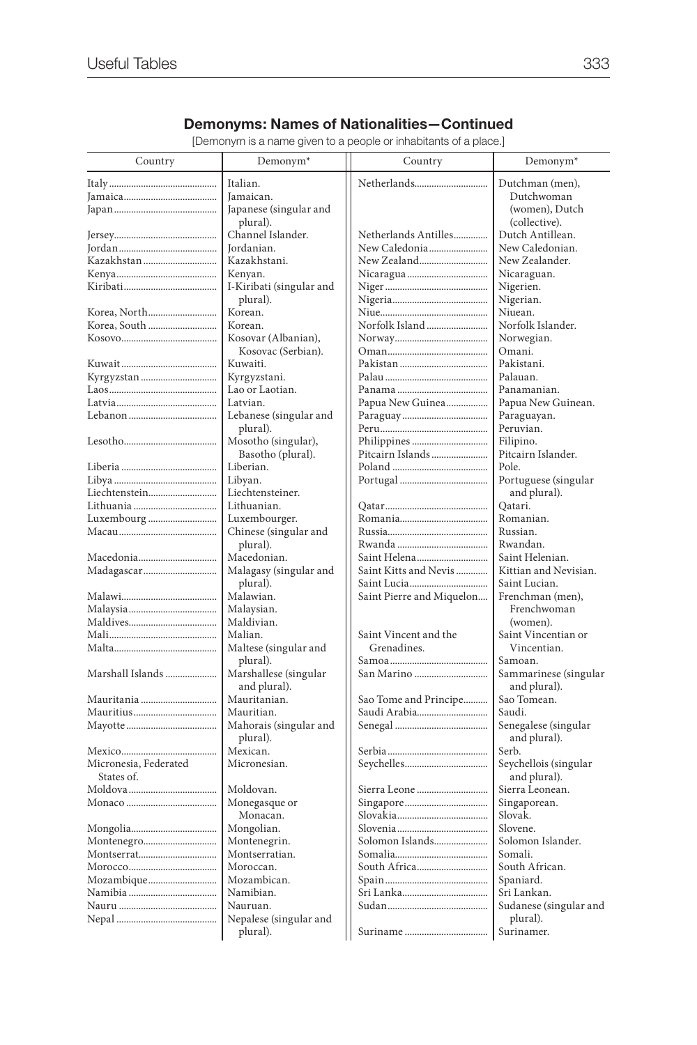## Demonyms: Names of Nationalities—Continued

[Demonym is a name given to a people or inhabitants of a place.]

| Country | Demonym* |
|---|---|
| Italy | Italian. |
| Jamaica | Jamaican. |
| Japan | Japanese (singular and plural). |
| Jersey | Channel Islander. |
| Jordan | Jordanian. |
| Kazakhstan | Kazakhstani. |
| Kenya | Kenyan. |
| Kiribati | I-Kiribati (singular and plural). |
| Korea, North | Korean. |
| Korea, South | Korean. |
| Kosovo | Kosovar (Albanian), Kosovac (Serbian). |
| Kuwait | Kuwaiti. |
| Kyrgyzstan | Kyrgyzstani. |
| Laos | Lao or Laotian. |
| Latvia | Latvian. |
| Lebanon | Lebanese (singular and plural). |
| Lesotho | Mosotho (singular), Basotho (plural). |
| Liberia | Liberian. |
| Libya | Libyan. |
| Liechtenstein | Liechtensteiner. |
| Lithuania | Lithuanian. |
| Luxembourg | Luxembourger. |
| Macau | Chinese (singular and plural). |
| Macedonia | Macedonian. |
| Madagascar | Malagasy (singular and plural). |
| Malawi | Malawian. |
| Malaysia | Malaysian. |
| Maldives | Maldivian. |
| Mali | Malian. |
| Malta | Maltese (singular and plural). |
| Marshall Islands | Marshallese (singular and plural). |
| Mauritania | Mauritanian. |
| Mauritius | Mauritian. |
| Mayotte | Mahorais (singular and plural). |
| Mexico | Mexican. |
| Micronesia, Federated States of. | Micronesian. |
| Moldova | Moldovan. |
| Monaco | Monegasque or Monacan. |
| Mongolia | Mongolian. |
| Montenegro | Montenegrin. |
| Montserrat | Montserratian. |
| Morocco | Moroccan. |
| Mozambique | Mozambican. |
| Namibia | Namibian. |
| Nauru | Nauruan. |
| Nepal | Nepalese (singular and plural). |
| Netherlands | Dutchman (men), Dutchwoman (women), Dutch (collective). |
| Netherlands Antilles | Dutch Antillean. |
| New Caledonia | New Caledonian. |
| New Zealand | New Zealander. |
| Nicaragua | Nicaraguan. |
| Niger | Nigerien. |
| Nigeria | Nigerian. |
| Niue | Niuean. |
| Norfolk Island | Norfolk Islander. |
| Norway | Norwegian. |
| Oman | Omani. |
| Pakistan | Pakistani. |
| Palau | Palauan. |
| Panama | Panamanian. |
| Papua New Guinea | Papua New Guinean. |
| Paraguay | Paraguayan. |
| Peru | Peruvian. |
| Philippines | Filipino. |
| Pitcairn Islands | Pitcairn Islander. |
| Poland | Pole. |
| Portugal | Portuguese (singular and plural). |
| Qatar | Qatari. |
| Romania | Romanian. |
| Russia | Russian. |
| Rwanda | Rwandan. |
| Saint Helena | Saint Helenian. |
| Saint Kitts and Nevis | Kittian and Nevisian. |
| Saint Lucia | Saint Lucian. |
| Saint Pierre and Miquelon | Frenchman (men), Frenchwoman (women). |
| Saint Vincent and the Grenadines. | Saint Vincentian or Vincentian. |
| Samoa | Samoan. |
| San Marino | Sammarinese (singular and plural). |
| Sao Tome and Principe | Sao Tomean. |
| Saudi Arabia | Saudi. |
| Senegal | Senegalese (singular and plural). |
| Serbia | Serb. |
| Seychelles | Seychellois (singular and plural). |
| Sierra Leone | Sierra Leonean. |
| Singapore | Singaporean. |
| Slovakia | Slovak. |
| Slovenia | Slovene. |
| Solomon Islands | Solomon Islander. |
| Somalia | Somali. |
| South Africa | South African. |
| Spain | Spaniard. |
| Sri Lanka | Sri Lankan. |
| Sudan | Sudanese (singular and plural). |
| Suriname | Surinamer. |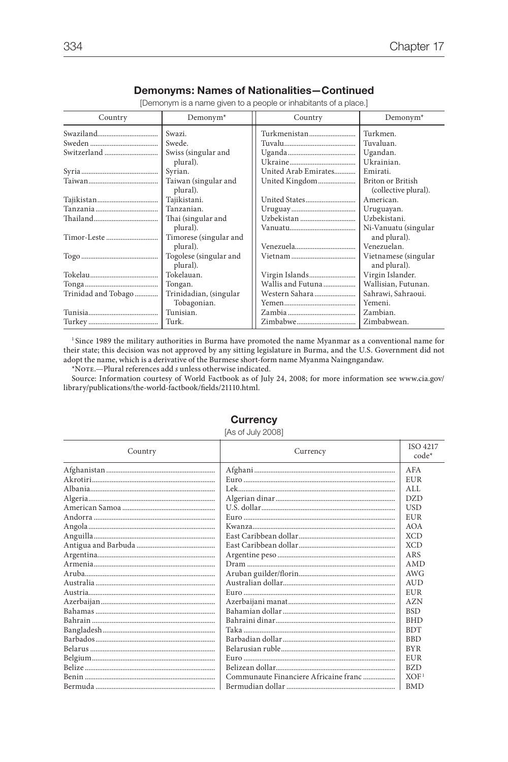## Demonyms: Names of Nationalities—Continued

[Demonym is a name given to a people or inhabitants of a place.]

| Country | Demonym* | Country | Demonym* |
|---|---|---|---|
| Swaziland | Swazi. | Turkmenistan | Turkmen. |
| Sweden | Swede. | Tuvalu | Tuvaluan. |
| Switzerland | Swiss (singular and plural). | Uganda | Ugandan. |
| | | Ukraine | Ukrainian. |
| Syria | Syrian. | United Arab Emirates | Emirati. |
| Taiwan | Taiwan (singular and plural). | United Kingdom | Briton or British (collective plural). |
| Tajikistan | Tajikistani. | United States | American. |
| Tanzania | Tanzanian. | Uruguay | Uruguayan. |
| Thailand | Thai (singular and plural). | Uzbekistan | Uzbekistani. |
| | | Vanuatu | Ni-Vanuatu (singular and plural). |
| Timor-Leste | Timorese (singular and plural). | Venezuela | Venezuelan. |
| Togo | Togolese (singular and plural). | Vietnam | Vietnamese (singular and plural). |
| Tokelau | Tokelauan. | Virgin Islands | Virgin Islander. |
| Tonga | Tongan. | Wallis and Futuna | Wallisian, Futunan. |
| Trinidad and Tobago | Trinidadian, (singular Tobagonian. | Western Sahara | Sahrawi, Sahraoui. |
| | | Yemen | Yemeni. |
| Tunisia | Tunisian. | Zambia | Zambian. |
| Turkey | Turk. | Zimbabwe | Zimbabwean. |

[1] Since 1989 the military authorities in Burma have promoted the name Myanmar as a conventional name for their state; this decision was not approved by any sitting legislature in Burma, and the U.S. Government did not adopt the name, which is a derivative of the Burmese short-form name Myanma Naingngandaw.

*NOTE.—Plural references add *s* unless otherwise indicated.

Source: Information courtesy of World Factbook as of July 24, 2008; for more information see www.cia.gov/library/publications/the-world-factbook/fields/21110.html.

## Currency

[As of July 2008]

| Country | Currency | ISO 4217 code* |
|---|---|---|
| Afghanistan | Afghani | AFA |
| Akrotiri | Euro | EUR |
| Albania | Lek | ALL |
| Algeria | Algerian dinar | DZD |
| American Samoa | U.S. dollar | USD |
| Andorra | Euro | EUR |
| Angola | Kwanza | AOA |
| Anguilla | East Caribbean dollar | XCD |
| Antigua and Barbuda | East Caribbean dollar | XCD |
| Argentina | Argentine peso | ARS |
| Armenia | Dram | AMD |
| Aruba | Aruban guilder/florin | AWG |
| Australia | Australian dollar | AUD |
| Austria | Euro | EUR |
| Azerbaijan | Azerbaijani manat | AZN |
| Bahamas | Bahamian dollar | BSD |
| Bahrain | Bahraini dinar | BHD |
| Bangladesh | Taka | BDT |
| Barbados | Barbadian dollar | BBD |
| Belarus | Belarusian ruble | BYR |
| Belgium | Euro | EUR |
| Belize | Belizean dollar | BZD |
| Benin | Communaute Financiere Africaine franc | XOF[1] |
| Bermuda | Bermudian dollar | BMD |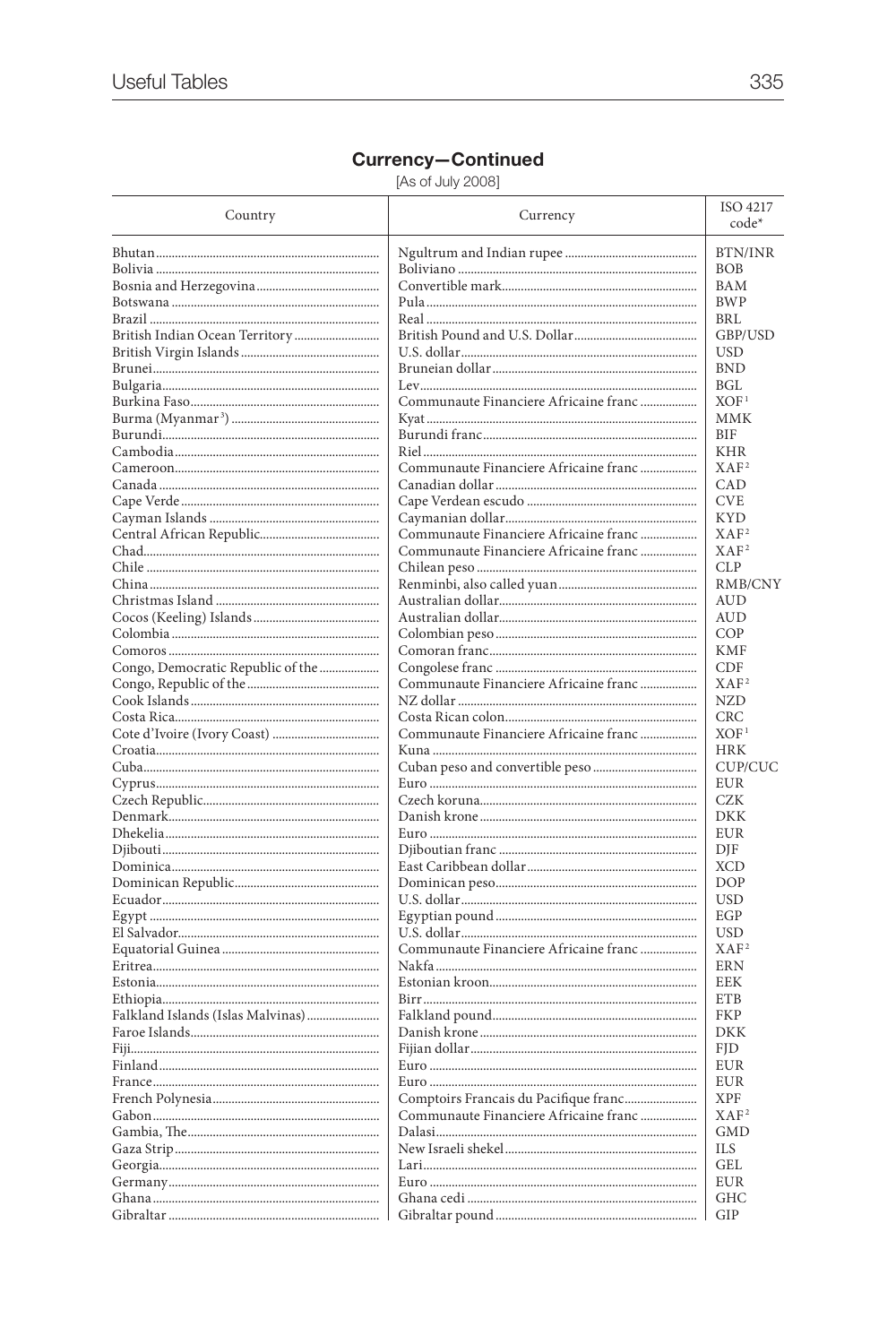## Currency—Continued

[As of July 2008]

| Country | Currency | ISO 4217 code* |
|---|---|---|
| Bhutan | Ngultrum and Indian rupee | BTN/INR |
| Bolivia | Boliviano | BOB |
| Bosnia and Herzegovina | Convertible mark | BAM |
| Botswana | Pula | BWP |
| Brazil | Real | BRL |
| British Indian Ocean Territory | British Pound and U.S. Dollar | GBP/USD |
| British Virgin Islands | U.S. dollar | USD |
| Brunei | Bruneian dollar | BND |
| Bulgaria | Lev | BGL |
| Burkina Faso | Communaute Financiere Africaine franc | XOF[1] |
| Burma (Myanmar[3]) | Kyat | MMK |
| Burundi | Burundi franc | BIF |
| Cambodia | Riel | KHR |
| Cameroon | Communaute Financiere Africaine franc | XAF[2] |
| Canada | Canadian dollar | CAD |
| Cape Verde | Cape Verdean escudo | CVE |
| Cayman Islands | Caymanian dollar | KYD |
| Central African Republic | Communaute Financiere Africaine franc | XAF[2] |
| Chad | Communaute Financiere Africaine franc | XAF[2] |
| Chile | Chilean peso | CLP |
| China | Renminbi, also called yuan | RMB/CNY |
| Christmas Island | Australian dollar | AUD |
| Cocos (Keeling) Islands | Australian dollar | AUD |
| Colombia | Colombian peso | COP |
| Comoros | Comoran franc | KMF |
| Congo, Democratic Republic of the | Congolese franc | CDF |
| Congo, Republic of the | Communaute Financiere Africaine franc | XAF[2] |
| Cook Islands | NZ dollar | NZD |
| Costa Rica | Costa Rican colon | CRC |
| Cote d'Ivoire (Ivory Coast) | Communaute Financiere Africaine franc | XOF[1] |
| Croatia | Kuna | HRK |
| Cuba | Cuban peso and convertible peso | CUP/CUC |
| Cyprus | Euro | EUR |
| Czech Republic | Czech koruna | CZK |
| Denmark | Danish krone | DKK |
| Dhekelia | Euro | EUR |
| Djibouti | Djiboutian franc | DJF |
| Dominica | East Caribbean dollar | XCD |
| Dominican Republic | Dominican peso | DOP |
| Ecuador | U.S. dollar | USD |
| Egypt | Egyptian pound | EGP |
| El Salvador | U.S. dollar | USD |
| Equatorial Guinea | Communaute Financiere Africaine franc | XAF[2] |
| Eritrea | Nakfa | ERN |
| Estonia | Estonian kroon | EEK |
| Ethiopia | Birr | ETB |
| Falkland Islands (Islas Malvinas) | Falkland pound | FKP |
| Faroe Islands | Danish krone | DKK |
| Fiji | Fijian dollar | FJD |
| Finland | Euro | EUR |
| France | Euro | EUR |
| French Polynesia | Comptoirs Francais du Pacifique franc | XPF |
| Gabon | Communaute Financiere Africaine franc | XAF[2] |
| Gambia, The | Dalasi | GMD |
| Gaza Strip | New Israeli shekel | ILS |
| Georgia | Lari | GEL |
| Germany | Euro | EUR |
| Ghana | Ghana cedi | GHC |
| Gibraltar | Gibraltar pound | GIP |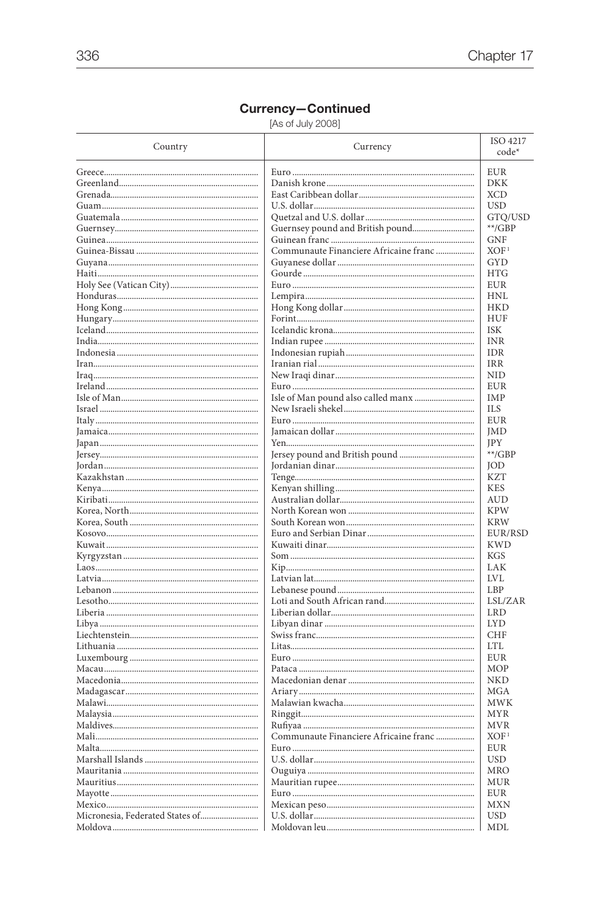## Currency—Continued

[As of July 2008]

| Country | Currency | ISO 4217 code* |
|---|---|---|
| Greece | Euro | EUR |
| Greenland | Danish krone | DKK |
| Grenada | East Caribbean dollar | XCD |
| Guam | U.S. dollar | USD |
| Guatemala | Quetzal and U.S. dollar | GTQ/USD |
| Guernsey | Guernsey pound and British pound | **/GBP |
| Guinea | Guinean franc | GNF |
| Guinea-Bissau | Communaute Financiere Africaine franc | XOF[1] |
| Guyana | Guyanese dollar | GYD |
| Haiti | Gourde | HTG |
| Holy See (Vatican City) | Euro | EUR |
| Honduras | Lempira | HNL |
| Hong Kong | Hong Kong dollar | HKD |
| Hungary | Forint | HUF |
| Iceland | Icelandic krona | ISK |
| India | Indian rupee | INR |
| Indonesia | Indonesian rupiah | IDR |
| Iran | Iranian rial | IRR |
| Iraq | New Iraqi dinar | NID |
| Ireland | Euro | EUR |
| Isle of Man | Isle of Man pound also called manx | IMP |
| Israel | New Israeli shekel | ILS |
| Italy | Euro | EUR |
| Jamaica | Jamaican dollar | JMD |
| Japan | Yen | JPY |
| Jersey | Jersey pound and British pound | **/GBP |
| Jordan | Jordanian dinar | JOD |
| Kazakhstan | Tenge | KZT |
| Kenya | Kenyan shilling | KES |
| Kiribati | Australian dollar | AUD |
| Korea, North | North Korean won | KPW |
| Korea, South | South Korean won | KRW |
| Kosovo | Euro and Serbian Dinar | EUR/RSD |
| Kuwait | Kuwaiti dinar | KWD |
| Kyrgyzstan | Som | KGS |
| Laos | Kip | LAK |
| Latvia | Latvian lat | LVL |
| Lebanon | Lebanese pound | LBP |
| Lesotho | Loti and South African rand | LSL/ZAR |
| Liberia | Liberian dollar | LRD |
| Libya | Libyan dinar | LYD |
| Liechtenstein | Swiss franc | CHF |
| Lithuania | Litas | LTL |
| Luxembourg | Euro | EUR |
| Macau | Pataca | MOP |
| Macedonia | Macedonian denar | NKD |
| Madagascar | Ariary | MGA |
| Malawi | Malawian kwacha | MWK |
| Malaysia | Ringgit | MYR |
| Maldives | Rufiyaa | MVR |
| Mali | Communaute Financiere Africaine franc | XOF[1] |
| Malta | Euro | EUR |
| Marshall Islands | U.S. dollar | USD |
| Mauritania | Ouguiya | MRO |
| Mauritius | Mauritian rupee | MUR |
| Mayotte | Euro | EUR |
| Mexico | Mexican peso | MXN |
| Micronesia, Federated States of | U.S. dollar | USD |
| Moldova | Moldovan leu | MDL |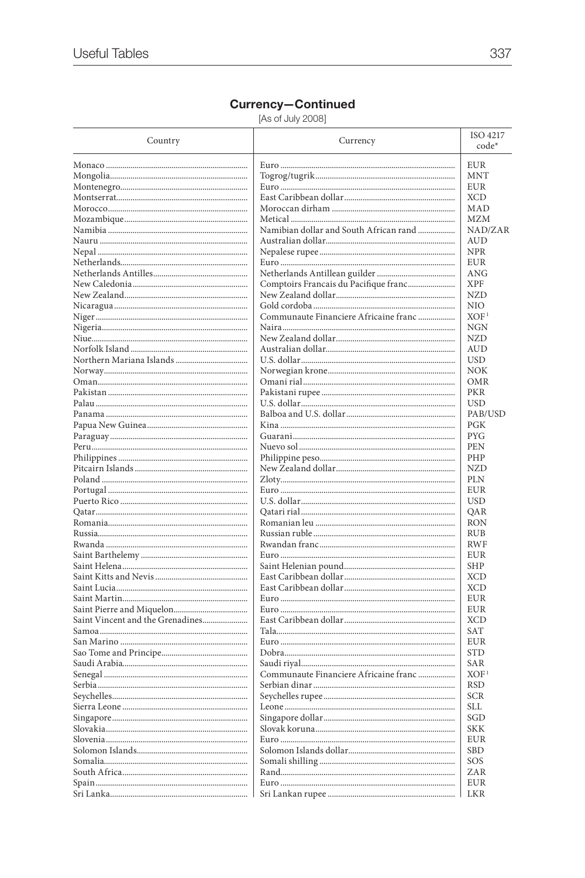## Currency—Continued

[As of July 2008]

| Country | Currency | ISO 4217 code* |
|---|---|---|
| Monaco | Euro | EUR |
| Mongolia | Togrog/tugrik | MNT |
| Montenegro | Euro | EUR |
| Montserrat | East Caribbean dollar | XCD |
| Morocco | Moroccan dirham | MAD |
| Mozambique | Metical | MZM |
| Namibia | Namibian dollar and South African rand | NAD/ZAR |
| Nauru | Australian dollar | AUD |
| Nepal | Nepalese rupee | NPR |
| Netherlands | Euro | EUR |
| Netherlands Antilles | Netherlands Antillean guilder | ANG |
| New Caledonia | Comptoirs Francais du Pacifique franc | XPF |
| New Zealand | New Zealand dollar | NZD |
| Nicaragua | Gold cordoba | NIO |
| Niger | Communaute Financiere Africaine franc | XOF[1] |
| Nigeria | Naira | NGN |
| Niue | New Zealand dollar | NZD |
| Norfolk Island | Australian dollar | AUD |
| Northern Mariana Islands | U.S. dollar | USD |
| Norway | Norwegian krone | NOK |
| Oman | Omani rial | OMR |
| Pakistan | Pakistani rupee | PKR |
| Palau | U.S. dollar | USD |
| Panama | Balboa and U.S. dollar | PAB/USD |
| Papua New Guinea | Kina | PGK |
| Paraguay | Guarani | PYG |
| Peru | Nuevo sol | PEN |
| Philippines | Philippine peso | PHP |
| Pitcairn Islands | New Zealand dollar | NZD |
| Poland | Zloty | PLN |
| Portugal | Euro | EUR |
| Puerto Rico | U.S. dollar | USD |
| Qatar | Qatari rial | QAR |
| Romania | Romanian leu | RON |
| Russia | Russian ruble | RUB |
| Rwanda | Rwandan franc | RWF |
| Saint Barthelemy | Euro | EUR |
| Saint Helena | Saint Helenian pound | SHP |
| Saint Kitts and Nevis | East Caribbean dollar | XCD |
| Saint Lucia | East Caribbean dollar | XCD |
| Saint Martin | Euro | EUR |
| Saint Pierre and Miquelon | Euro | EUR |
| Saint Vincent and the Grenadines | East Caribbean dollar | XCD |
| Samoa | Tala | SAT |
| San Marino | Euro | EUR |
| Sao Tome and Principe | Dobra | STD |
| Saudi Arabia | Saudi riyal | SAR |
| Senegal | Communaute Financiere Africaine franc | XOF[1] |
| Serbia | Serbian dinar | RSD |
| Seychelles | Seychelles rupee | SCR |
| Sierra Leone | Leone | SLL |
| Singapore | Singapore dollar | SGD |
| Slovakia | Slovak koruna | SKK |
| Slovenia | Euro | EUR |
| Solomon Islands | Solomon Islands dollar | SBD |
| Somalia | Somali shilling | SOS |
| South Africa | Rand | ZAR |
| Spain | Euro | EUR |
| Sri Lanka | Sri Lankan rupee | LKR |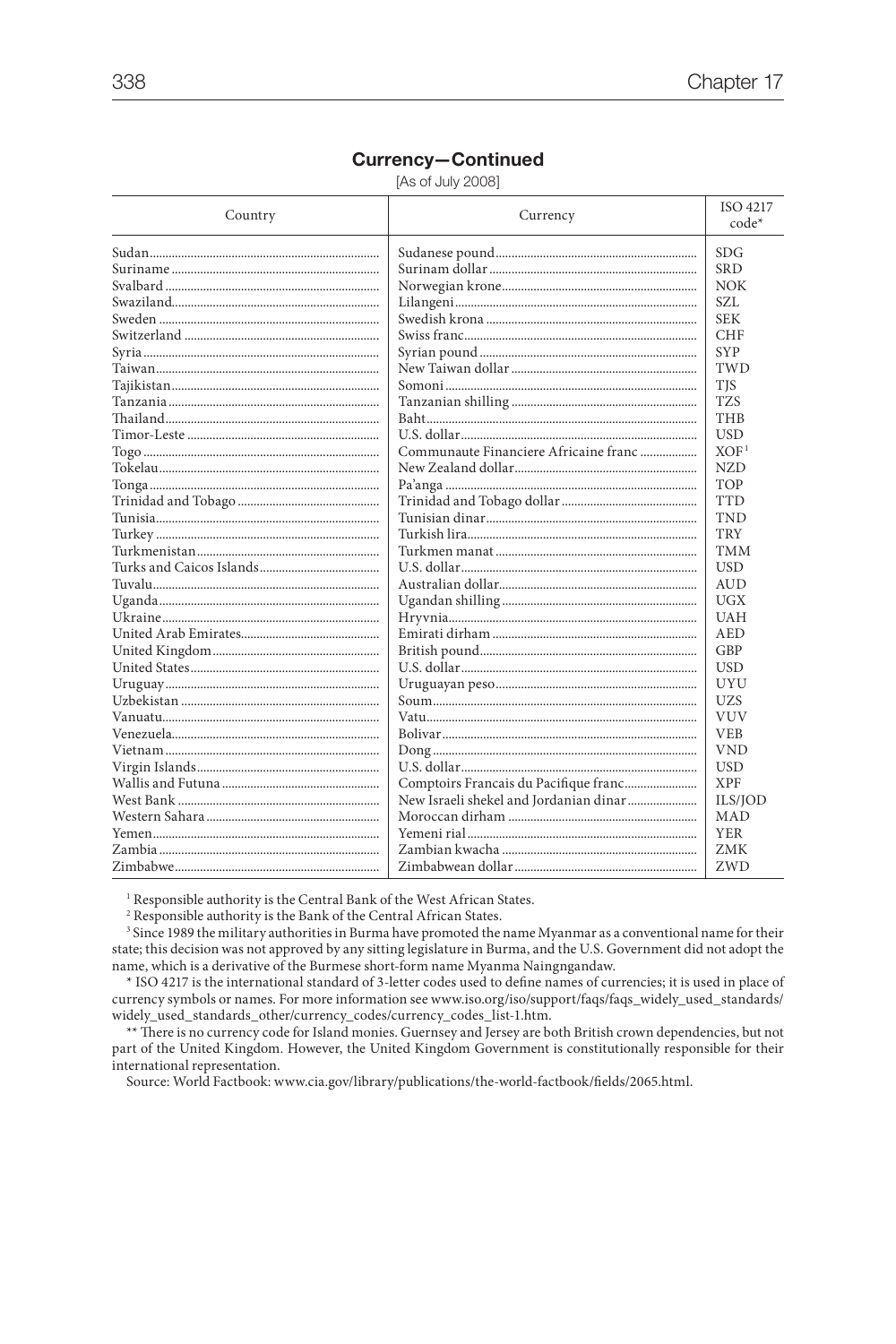## Currency—Continued

[As of July 2008]

| Country | Currency | ISO 4217 code* |
|---|---|---|
| Sudan | Sudanese pound | SDG |
| Suriname | Surinam dollar | SRD |
| Svalbard | Norwegian krone | NOK |
| Swaziland | Lilangeni | SZL |
| Sweden | Swedish krona | SEK |
| Switzerland | Swiss franc | CHF |
| Syria | Syrian pound | SYP |
| Taiwan | New Taiwan dollar | TWD |
| Tajikistan | Somoni | TJS |
| Tanzania | Tanzanian shilling | TZS |
| Thailand | Baht | THB |
| Timor-Leste | U.S. dollar | USD |
| Togo | Communaute Financiere Africaine franc | XOF[1] |
| Tokelau | New Zealand dollar | NZD |
| Tonga | Pa'anga | TOP |
| Trinidad and Tobago | Trinidad and Tobago dollar | TTD |
| Tunisia | Tunisian dinar | TND |
| Turkey | Turkish lira | TRY |
| Turkmenistan | Turkmen manat | TMM |
| Turks and Caicos Islands | U.S. dollar | USD |
| Tuvalu | Australian dollar | AUD |
| Uganda | Ugandan shilling | UGX |
| Ukraine | Hryvnia | UAH |
| United Arab Emirates | Emirati dirham | AED |
| United Kingdom | British pound | GBP |
| United States | U.S. dollar | USD |
| Uruguay | Uruguayan peso | UYU |
| Uzbekistan | Soum | UZS |
| Vanuatu | Vatu | VUV |
| Venezuela | Bolivar | VEB |
| Vietnam | Dong | VND |
| Virgin Islands | U.S. dollar | USD |
| Wallis and Futuna | Comptoirs Francais du Pacifique franc | XPF |
| West Bank | New Israeli shekel and Jordanian dinar | ILS/JOD |
| Western Sahara | Moroccan dirham | MAD |
| Yemen | Yemeni rial | YER |
| Zambia | Zambian kwacha | ZMK |
| Zimbabwe | Zimbabwean dollar | ZWD |

[1] Responsible authority is the Central Bank of the West African States.

[2] Responsible authority is the Bank of the Central African States.

[3] Since 1989 the military authorities in Burma have promoted the name Myanmar as a conventional name for their state; this decision was not approved by any sitting legislature in Burma, and the U.S. Government did not adopt the name, which is a derivative of the Burmese short-form name Myanma Naingngandaw.

\* ISO 4217 is the international standard of 3-letter codes used to define names of currencies; it is used in place of currency symbols or names. For more information see www.iso.org/iso/support/faqs/faqs_widely_used_standards/widely_used_standards_other/currency_codes/currency_codes_list-1.htm.

\*\* There is no currency code for Island monies. Guernsey and Jersey are both British crown dependencies, but not part of the United Kingdom. However, the United Kingdom Government is constitutionally responsible for their international representation.

Source: World Factbook: www.cia.gov/library/publications/the-world-factbook/fields/2065.html.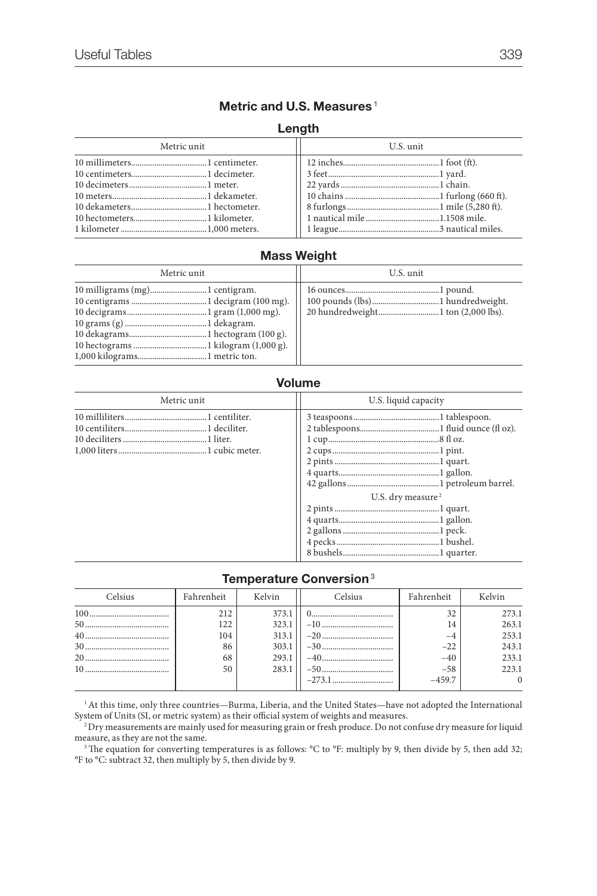## Metric and U.S. Measures [1]

### Length

| Metric unit | | U.S. unit | |
|---|---|---|---|
| 10 millimeters | 1 centimeter. | 12 inches | 1 foot (ft). |
| 10 centimeters | 1 decimeter. | 3 feet | 1 yard. |
| 10 decimeters | 1 meter. | 22 yards | 1 chain. |
| 10 meters | 1 dekameter. | 10 chains | 1 furlong (660 ft). |
| 10 dekameters | 1 hectometer. | 8 furlongs | 1 mile (5,280 ft). |
| 10 hectometers | 1 kilometer. | 1 nautical mile | 1.1508 mile. |
| 1 kilometer | 1,000 meters. | 1 league | 3 nautical miles. |

### Mass Weight

| Metric unit | | U.S. unit | |
|---|---|---|---|
| 10 milligrams (mg) | 1 centigram. | 16 ounces | 1 pound. |
| 10 centigrams | 1 decigram (100 mg). | 100 pounds (lbs) | 1 hundredweight. |
| 10 decigrams | 1 gram (1,000 mg). | 20 hundredweight | 1 ton (2,000 lbs). |
| 10 grams (g) | 1 dekagram. | | |
| 10 dekagrams | 1 hectogram (100 g). | | |
| 10 hectograms | 1 kilogram (1,000 g). | | |
| 1,000 kilograms | 1 metric ton. | | |

### Volume

| Metric unit | | U.S. liquid capacity | |
|---|---|---|---|
| 10 milliliters | 1 centiliter. | 3 teaspoons | 1 tablespoon. |
| 10 centiliters | 1 deciliter. | 2 tablespoons | 1 fluid ounce (fl oz). |
| 10 deciliters | 1 liter. | 1 cup | 8 fl oz. |
| 1,000 liters | 1 cubic meter. | 2 cups | 1 pint. |
| | | 2 pints | 1 quart. |
| | | 4 quarts | 1 gallon. |
| | | 42 gallons | 1 petroleum barrel. |
| | | U.S. dry measure [2] | |
| | | 2 pints | 1 quart. |
| | | 4 quarts | 1 gallon. |
| | | 2 gallons | 1 peck. |
| | | 4 pecks | 1 bushel. |
| | | 8 bushels | 1 quarter. |

### Temperature Conversion [3]

| Celsius | Fahrenheit | Kelvin | Celsius | Fahrenheit | Kelvin |
|---|---|---|---|---|---|
| 100 | 212 | 373.1 | 0 | 32 | 273.1 |
| 50 | 122 | 323.1 | −10 | 14 | 263.1 |
| 40 | 104 | 313.1 | −20 | −4 | 253.1 |
| 30 | 86 | 303.1 | −30 | −22 | 243.1 |
| 20 | 68 | 293.1 | −40 | −40 | 233.1 |
| 10 | 50 | 283.1 | −50 | −58 | 223.1 |
| | | | −273.1 | −459.7 | 0 |

[1] At this time, only three countries—Burma, Liberia, and the United States—have not adopted the International System of Units (SI, or metric system) as their official system of weights and measures.

[2] Dry measurements are mainly used for measuring grain or fresh produce. Do not confuse dry measure for liquid measure, as they are not the same.

[3] The equation for converting temperatures is as follows: °C to °F: multiply by 9, then divide by 5, then add 32; °F to °C: subtract 32, then multiply by 5, then divide by 9.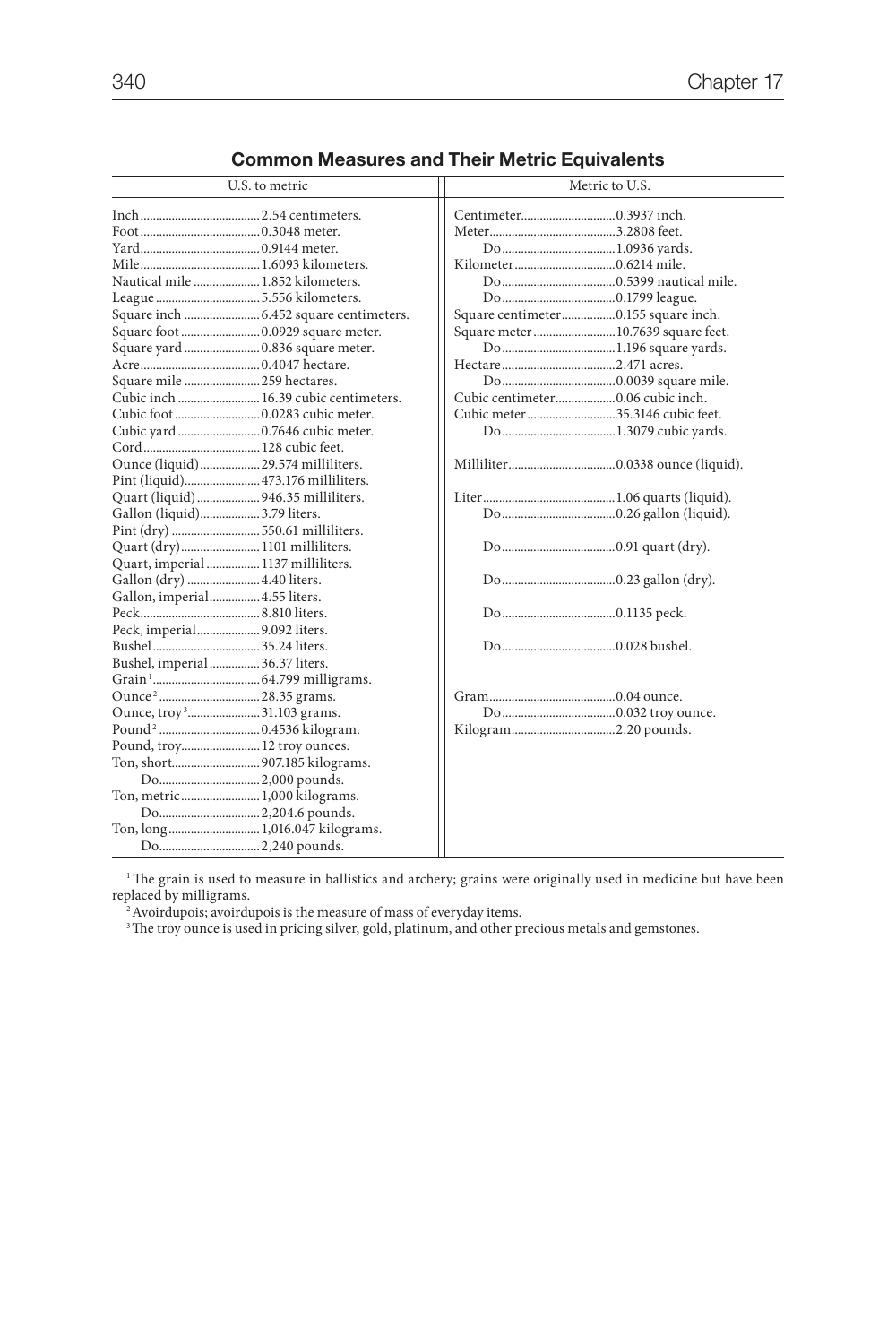## Common Measures and Their Metric Equivalents

| U.S. to metric | | Metric to U.S. | |
|---|---|---|---|
| Inch | 2.54 centimeters. | Centimeter | 0.3937 inch. |
| Foot | 0.3048 meter. | Meter | 3.2808 feet. |
| Yard | 0.9144 meter. | Do | 1.0936 yards. |
| Mile | 1.6093 kilometers. | Kilometer | 0.6214 mile. |
| Nautical mile | 1.852 kilometers. | Do | 0.5399 nautical mile. |
| League | 5.556 kilometers. | Do | 0.1799 league. |
| Square inch | 6.452 square centimeters. | Square centimeter | 0.155 square inch. |
| Square foot | 0.0929 square meter. | Square meter | 10.7639 square feet. |
| Square yard | 0.836 square meter. | Do | 1.196 square yards. |
| Acre | 0.4047 hectare. | Hectare | 2.471 acres. |
| Square mile | 259 hectares. | Do | 0.0039 square mile. |
| Cubic inch | 16.39 cubic centimeters. | Cubic centimeter | 0.06 cubic inch. |
| Cubic foot | 0.0283 cubic meter. | Cubic meter | 35.3146 cubic feet. |
| Cubic yard | 0.7646 cubic meter. | Do | 1.3079 cubic yards. |
| Cord | 128 cubic feet. | | |
| Ounce (liquid) | 29.574 milliliters. | Milliliter | 0.0338 ounce (liquid). |
| Pint (liquid) | 473.176 milliliters. | | |
| Quart (liquid) | 946.35 milliliters. | Liter | 1.06 quarts (liquid). |
| Gallon (liquid) | 3.79 liters. | Do | 0.26 gallon (liquid). |
| Pint (dry) | 550.61 milliliters. | | |
| Quart (dry) | 1101 milliliters. | Do | 0.91 quart (dry). |
| Quart, imperial | 1137 milliliters. | | |
| Gallon (dry) | 4.40 liters. | Do | 0.23 gallon (dry). |
| Gallon, imperial | 4.55 liters. | | |
| Peck | 8.810 liters. | Do | 0.1135 peck. |
| Peck, imperial | 9.092 liters. | | |
| Bushel | 35.24 liters. | Do | 0.028 bushel. |
| Bushel, imperial | 36.37 liters. | | |
| Grain[1] | 64.799 milligrams. | | |
| Ounce[2] | 28.35 grams. | Gram | 0.04 ounce. |
| Ounce, troy[3] | 31.103 grams. | Do | 0.032 troy ounce. |
| Pound[2] | 0.4536 kilogram. | Kilogram | 2.20 pounds. |
| Pound, troy | 12 troy ounces. | | |
| Ton, short | 907.185 kilograms. | | |
| Do | 2,000 pounds. | | |
| Ton, metric | 1,000 kilograms. | | |
| Do | 2,204.6 pounds. | | |
| Ton, long | 1,016.047 kilograms. | | |
| Do | 2,240 pounds. | | |

[1] The grain is used to measure in ballistics and archery; grains were originally used in medicine but have been replaced by milligrams.

[2] Avoirdupois; avoirdupois is the measure of mass of everyday items.

[3] The troy ounce is used in pricing silver, gold, platinum, and other precious metals and gemstones.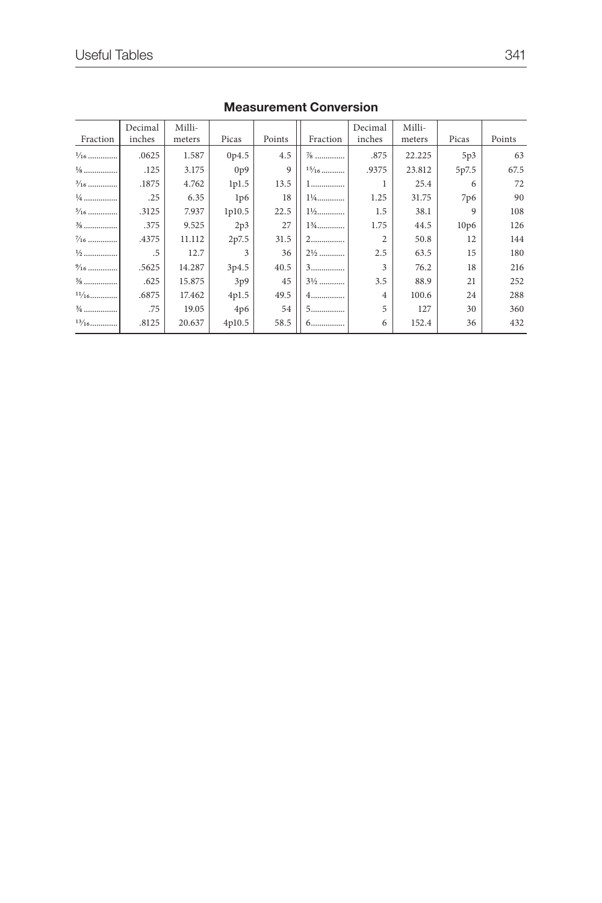## Measurement Conversion

| Fraction | Decimal inches | Milli-meters | Picas | Points | Fraction | Decimal inches | Milli-meters | Picas | Points |
|---|---|---|---|---|---|---|---|---|---|
| 1⁄16 | .0625 | 1.587 | 0p4.5 | 4.5 | 7⁄8 | .875 | 22.225 | 5p3 | 63 |
| 1⁄8 | .125 | 3.175 | 0p9 | 9 | 15⁄16 | .9375 | 23.812 | 5p7.5 | 67.5 |
| 3⁄16 | .1875 | 4.762 | 1p1.5 | 13.5 | 1 | 1 | 25.4 | 6 | 72 |
| 1⁄4 | .25 | 6.35 | 1p6 | 18 | 1¼ | 1.25 | 31.75 | 7p6 | 90 |
| 5⁄16 | .3125 | 7.937 | 1p10.5 | 22.5 | 1½ | 1.5 | 38.1 | 9 | 108 |
| 3⁄8 | .375 | 9.525 | 2p3 | 27 | 1¾ | 1.75 | 44.5 | 10p6 | 126 |
| 7⁄16 | .4375 | 11.112 | 2p7.5 | 31.5 | 2 | 2 | 50.8 | 12 | 144 |
| 1⁄2 | .5 | 12.7 | 3 | 36 | 2½ | 2.5 | 63.5 | 15 | 180 |
| 9⁄16 | .5625 | 14.287 | 3p4.5 | 40.5 | 3 | 3 | 76.2 | 18 | 216 |
| 5⁄8 | .625 | 15.875 | 3p9 | 45 | 3½ | 3.5 | 88.9 | 21 | 252 |
| 11⁄16 | .6875 | 17.462 | 4p1.5 | 49.5 | 4 | 4 | 100.6 | 24 | 288 |
| 3⁄4 | .75 | 19.05 | 4p6 | 54 | 5 | 5 | 127 | 30 | 360 |
| 13⁄16 | .8125 | 20.637 | 4p10.5 | 58.5 | 6 | 6 | 152.4 | 36 | 432 |